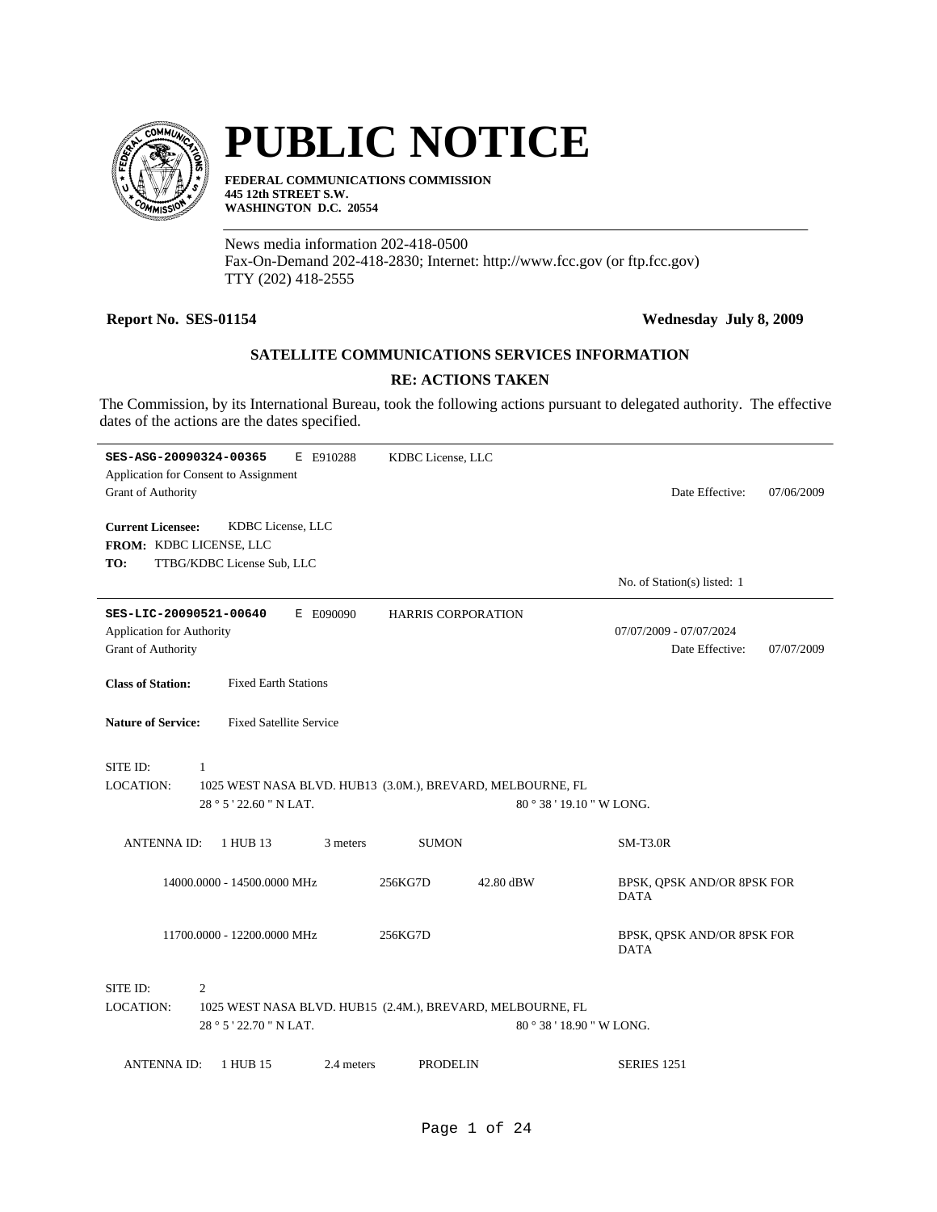# PUBLIC NOTICE

**FEDERAL COMMUNICATIONS COMMISSION**
**445 12th STREET S.W.**
**WASHINGTON D.C. 20554**

News media information 202-418-0500
Fax-On-Demand 202-418-2830; Internet: http://www.fcc.gov (or ftp.fcc.gov)
TTY (202) 418-2555

**Report No. SES-01154** **Wednesday July 8, 2009**

## SATELLITE COMMUNICATIONS SERVICES INFORMATION

## RE: ACTIONS TAKEN

The Commission, by its International Bureau, took the following actions pursuant to delegated authority. The effective dates of the actions are the dates specified.

---

**SES-ASG-20090324-00365** E E910288 KDBC License, LLC
Application for Consent to Assignment
Grant of Authority Date Effective: 07/06/2009

**Current Licensee:** KDBC License, LLC
**FROM:** KDBC LICENSE, LLC
**TO:** TTBG/KDBC License Sub, LLC

No. of Station(s) listed: 1

---

**SES-LIC-20090521-00640** E E090090 HARRIS CORPORATION
Application for Authority 07/07/2009 - 07/07/2024
Grant of Authority Date Effective: 07/07/2009

**Class of Station:** Fixed Earth Stations

**Nature of Service:** Fixed Satellite Service

SITE ID: 1
LOCATION: 1025 WEST NASA BLVD. HUB13 (3.0M.), BREVARD, MELBOURNE, FL
28 ° 5 ' 22.60 " N LAT. 80 ° 38 ' 19.10 " W LONG.

ANTENNA ID: 1 HUB 13 3 meters SUMON SM-T3.0R

| | | | |
|---|---|---|---|
| 14000.0000 - 14500.0000 MHz | 256KG7D | 42.80 dBW | BPSK, QPSK AND/OR 8PSK FOR DATA |
| 11700.0000 - 12200.0000 MHz | 256KG7D | | BPSK, QPSK AND/OR 8PSK FOR DATA |

SITE ID: 2
LOCATION: 1025 WEST NASA BLVD. HUB15 (2.4M.), BREVARD, MELBOURNE, FL
28 ° 5 ' 22.70 " N LAT. 80 ° 38 ' 18.90 " W LONG.

ANTENNA ID: 1 HUB 15 2.4 meters PRODELIN SERIES 1251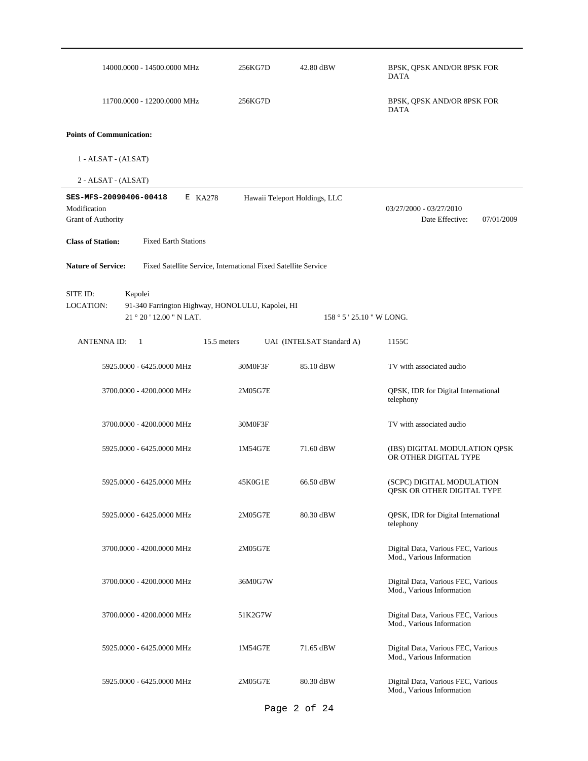| | | | |
|---|---|---|---|
| 14000.0000 - 14500.0000 MHz | 256KG7D | 42.80 dBW | BPSK, QPSK AND/OR 8PSK FOR DATA |
| 11700.0000 - 12200.0000 MHz | 256KG7D | | BPSK, QPSK AND/OR 8PSK FOR DATA |

**Points of Communication:**

1 - ALSAT - (ALSAT)

2 - ALSAT - (ALSAT)

---

**SES-MFS-20090406-00418** E KA278 Hawaii Teleport Holdings, LLC

Modification 03/27/2000 - 03/27/2010

Grant of Authority Date Effective: 07/01/2009

**Class of Station:** Fixed Earth Stations

**Nature of Service:** Fixed Satellite Service, International Fixed Satellite Service

SITE ID: Kapolei

LOCATION: 91-340 Farrington Highway, HONOLULU, Kapolei, HI

21 ° 20 ' 12.00 " N LAT. 158 ° 5 ' 25.10 " W LONG.

ANTENNA ID: 1 15.5 meters UAI (INTELSAT Standard A) 1155C

| | | | |
|---|---|---|---|
| 5925.0000 - 6425.0000 MHz | 30M0F3F | 85.10 dBW | TV with associated audio |
| 3700.0000 - 4200.0000 MHz | 2M05G7E | | QPSK, IDR for Digital International telephony |
| 3700.0000 - 4200.0000 MHz | 30M0F3F | | TV with associated audio |
| 5925.0000 - 6425.0000 MHz | 1M54G7E | 71.60 dBW | (IBS) DIGITAL MODULATION QPSK OR OTHER DIGITAL TYPE |
| 5925.0000 - 6425.0000 MHz | 45K0G1E | 66.50 dBW | (SCPC) DIGITAL MODULATION QPSK OR OTHER DIGITAL TYPE |
| 5925.0000 - 6425.0000 MHz | 2M05G7E | 80.30 dBW | QPSK, IDR for Digital International telephony |
| 3700.0000 - 4200.0000 MHz | 2M05G7E | | Digital Data, Various FEC, Various Mod., Various Information |
| 3700.0000 - 4200.0000 MHz | 36M0G7W | | Digital Data, Various FEC, Various Mod., Various Information |
| 3700.0000 - 4200.0000 MHz | 51K2G7W | | Digital Data, Various FEC, Various Mod., Various Information |
| 5925.0000 - 6425.0000 MHz | 1M54G7E | 71.65 dBW | Digital Data, Various FEC, Various Mod., Various Information |
| 5925.0000 - 6425.0000 MHz | 2M05G7E | 80.30 dBW | Digital Data, Various FEC, Various Mod., Various Information |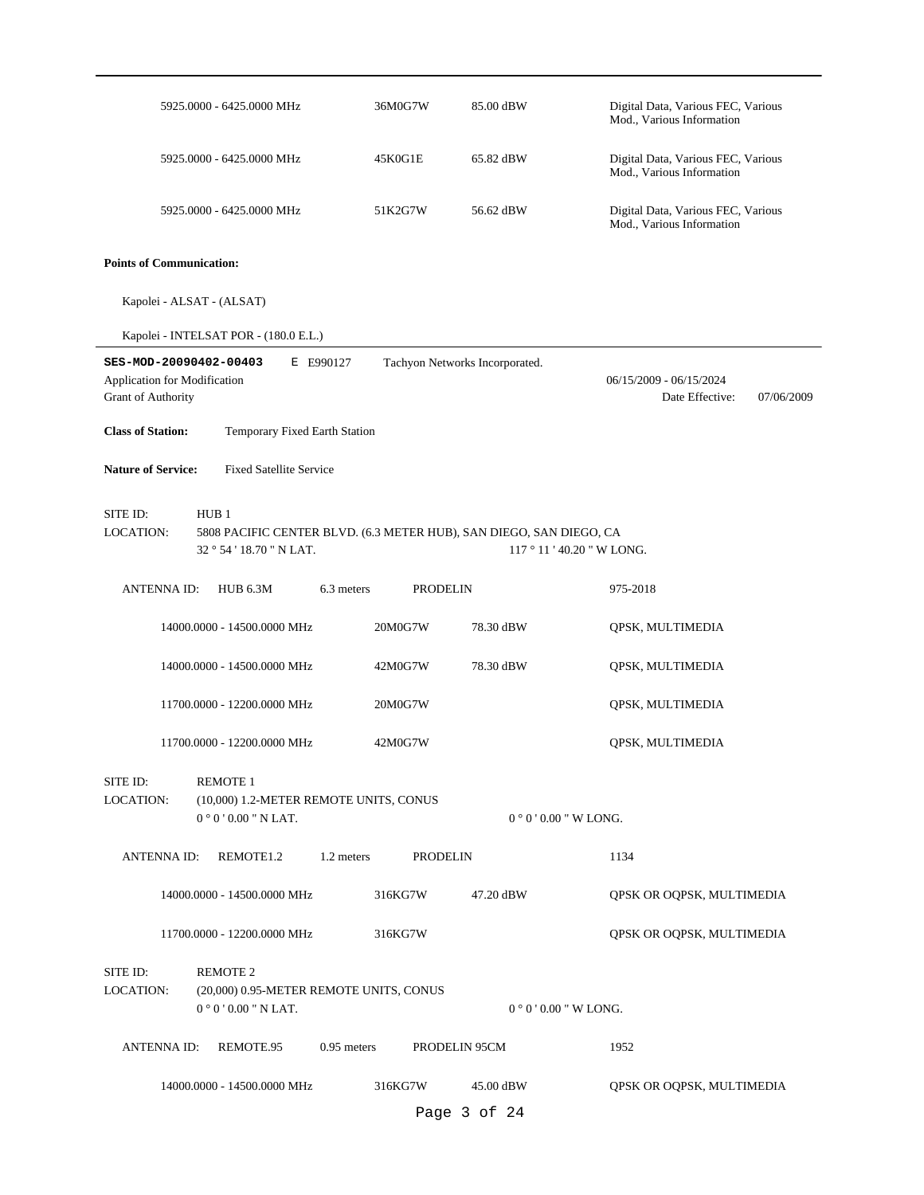| | | | |
|---|---|---|---|
| 5925.0000 - 6425.0000 MHz | 36M0G7W | 85.00 dBW | Digital Data, Various FEC, Various Mod., Various Information |
| 5925.0000 - 6425.0000 MHz | 45K0G1E | 65.82 dBW | Digital Data, Various FEC, Various Mod., Various Information |
| 5925.0000 - 6425.0000 MHz | 51K2G7W | 56.62 dBW | Digital Data, Various FEC, Various Mod., Various Information |

**Points of Communication:**

Kapolei - ALSAT - (ALSAT)

Kapolei - INTELSAT POR - (180.0 E.L.)

---

**SES-MOD-20090402-00403** E E990127 Tachyon Networks Incorporated.

Application for Modification 06/15/2009 - 06/15/2024

Grant of Authority Date Effective: 07/06/2009

**Class of Station:** Temporary Fixed Earth Station

**Nature of Service:** Fixed Satellite Service

SITE ID: HUB 1

LOCATION: 5808 PACIFIC CENTER BLVD. (6.3 METER HUB), SAN DIEGO, SAN DIEGO, CA

32 ° 54 ' 18.70 " N LAT. 117 ° 11 ' 40.20 " W LONG.

ANTENNA ID: HUB 6.3M 6.3 meters PRODELIN 975-2018

| | | | |
|---|---|---|---|
| 14000.0000 - 14500.0000 MHz | 20M0G7W | 78.30 dBW | QPSK, MULTIMEDIA |
| 14000.0000 - 14500.0000 MHz | 42M0G7W | 78.30 dBW | QPSK, MULTIMEDIA |
| 11700.0000 - 12200.0000 MHz | 20M0G7W | | QPSK, MULTIMEDIA |
| 11700.0000 - 12200.0000 MHz | 42M0G7W | | QPSK, MULTIMEDIA |

SITE ID: REMOTE 1

LOCATION: (10,000) 1.2-METER REMOTE UNITS, CONUS

0 ° 0 ' 0.00 " N LAT. 0 ° 0 ' 0.00 " W LONG.

ANTENNA ID: REMOTE1.2 1.2 meters PRODELIN 1134

| | | | |
|---|---|---|---|
| 14000.0000 - 14500.0000 MHz | 316KG7W | 47.20 dBW | QPSK OR OQPSK, MULTIMEDIA |
| 11700.0000 - 12200.0000 MHz | 316KG7W | | QPSK OR OQPSK, MULTIMEDIA |

SITE ID: REMOTE 2

LOCATION: (20,000) 0.95-METER REMOTE UNITS, CONUS

0 ° 0 ' 0.00 " N LAT. 0 ° 0 ' 0.00 " W LONG.

ANTENNA ID: REMOTE.95 0.95 meters PRODELIN 95CM 1952

| | | | |
|---|---|---|---|
| 14000.0000 - 14500.0000 MHz | 316KG7W | 45.00 dBW | QPSK OR OQPSK, MULTIMEDIA |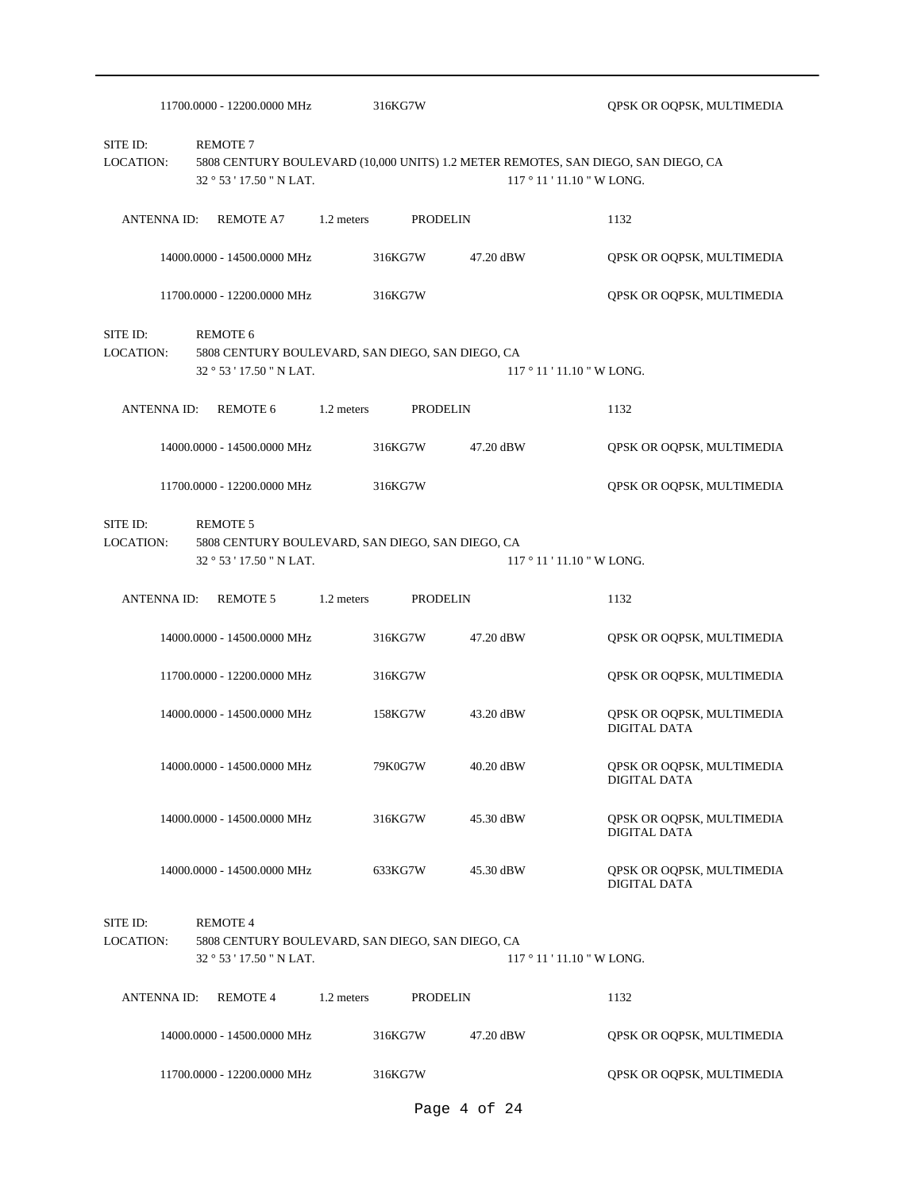11700.0000 - 12200.0000 MHz 316KG7W QPSK OR OQPSK, MULTIMEDIA

SITE ID: REMOTE 7
LOCATION: 5808 CENTURY BOULEVARD (10,000 UNITS) 1.2 METER REMOTES, SAN DIEGO, SAN DIEGO, CA
32 ° 53 ' 17.50 " N LAT. 117 ° 11 ' 11.10 " W LONG.

ANTENNA ID: REMOTE A7 1.2 meters PRODELIN 1132

| Frequency | Emission | Power | Description |
|---|---|---|---|
| 14000.0000 - 14500.0000 MHz | 316KG7W | 47.20 dBW | QPSK OR OQPSK, MULTIMEDIA |
| 11700.0000 - 12200.0000 MHz | 316KG7W | | QPSK OR OQPSK, MULTIMEDIA |

SITE ID: REMOTE 6
LOCATION: 5808 CENTURY BOULEVARD, SAN DIEGO, SAN DIEGO, CA
32 ° 53 ' 17.50 " N LAT. 117 ° 11 ' 11.10 " W LONG.

ANTENNA ID: REMOTE 6 1.2 meters PRODELIN 1132

| Frequency | Emission | Power | Description |
|---|---|---|---|
| 14000.0000 - 14500.0000 MHz | 316KG7W | 47.20 dBW | QPSK OR OQPSK, MULTIMEDIA |
| 11700.0000 - 12200.0000 MHz | 316KG7W | | QPSK OR OQPSK, MULTIMEDIA |

SITE ID: REMOTE 5
LOCATION: 5808 CENTURY BOULEVARD, SAN DIEGO, SAN DIEGO, CA
32 ° 53 ' 17.50 " N LAT. 117 ° 11 ' 11.10 " W LONG.

ANTENNA ID: REMOTE 5 1.2 meters PRODELIN 1132

| Frequency | Emission | Power | Description |
|---|---|---|---|
| 14000.0000 - 14500.0000 MHz | 316KG7W | 47.20 dBW | QPSK OR OQPSK, MULTIMEDIA |
| 11700.0000 - 12200.0000 MHz | 316KG7W | | QPSK OR OQPSK, MULTIMEDIA |
| 14000.0000 - 14500.0000 MHz | 158KG7W | 43.20 dBW | QPSK OR OQPSK, MULTIMEDIA DIGITAL DATA |
| 14000.0000 - 14500.0000 MHz | 79K0G7W | 40.20 dBW | QPSK OR OQPSK, MULTIMEDIA DIGITAL DATA |
| 14000.0000 - 14500.0000 MHz | 316KG7W | 45.30 dBW | QPSK OR OQPSK, MULTIMEDIA DIGITAL DATA |
| 14000.0000 - 14500.0000 MHz | 633KG7W | 45.30 dBW | QPSK OR OQPSK, MULTIMEDIA DIGITAL DATA |

SITE ID: REMOTE 4
LOCATION: 5808 CENTURY BOULEVARD, SAN DIEGO, SAN DIEGO, CA
32 ° 53 ' 17.50 " N LAT. 117 ° 11 ' 11.10 " W LONG.

ANTENNA ID: REMOTE 4 1.2 meters PRODELIN 1132

| Frequency | Emission | Power | Description |
|---|---|---|---|
| 14000.0000 - 14500.0000 MHz | 316KG7W | 47.20 dBW | QPSK OR OQPSK, MULTIMEDIA |
| 11700.0000 - 12200.0000 MHz | 316KG7W | | QPSK OR OQPSK, MULTIMEDIA |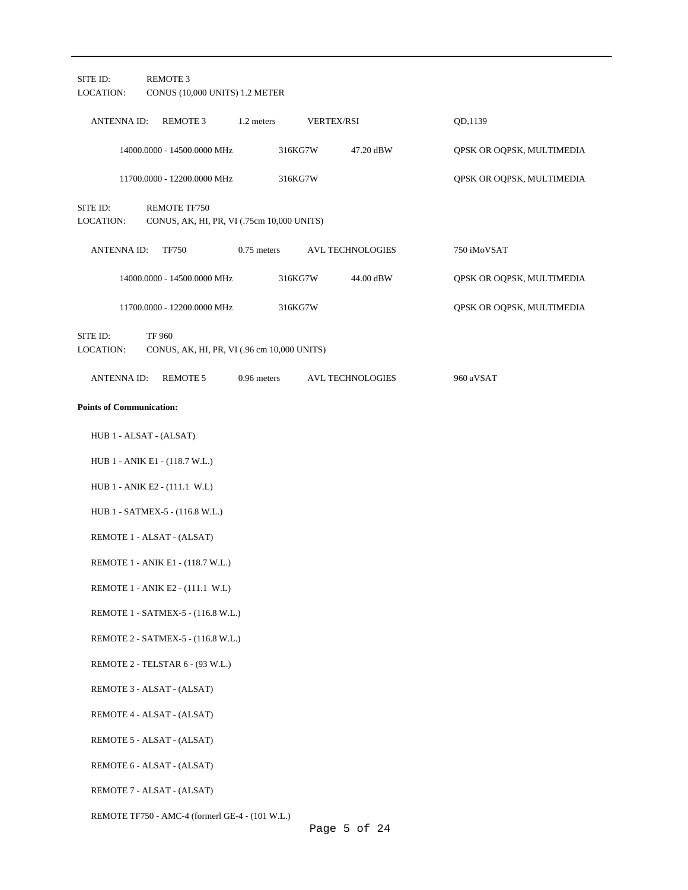SITE ID: REMOTE 3
LOCATION: CONUS (10,000 UNITS) 1.2 METER

| ANTENNA ID: | REMOTE 3 | 1.2 meters | VERTEX/RSI | QD,1139 |
|---|---|---|---|---|
| | 14000.0000 - 14500.0000 MHz | 316KG7W | 47.20 dBW | QPSK OR OQPSK, MULTIMEDIA |
| | 11700.0000 - 12200.0000 MHz | 316KG7W | | QPSK OR OQPSK, MULTIMEDIA |

SITE ID: REMOTE TF750
LOCATION: CONUS, AK, HI, PR, VI (.75cm 10,000 UNITS)

| ANTENNA ID: | TF750 | 0.75 meters | AVL TECHNOLOGIES | 750 iMoVSAT |
|---|---|---|---|---|
| | 14000.0000 - 14500.0000 MHz | 316KG7W | 44.00 dBW | QPSK OR OQPSK, MULTIMEDIA |
| | 11700.0000 - 12200.0000 MHz | 316KG7W | | QPSK OR OQPSK, MULTIMEDIA |

SITE ID: TF 960
LOCATION: CONUS, AK, HI, PR, VI (.96 cm 10,000 UNITS)

| ANTENNA ID: | REMOTE 5 | 0.96 meters | AVL TECHNOLOGIES | 960 aVSAT |
|---|---|---|---|---|

**Points of Communication:**

HUB 1 - ALSAT - (ALSAT)

HUB 1 - ANIK E1 - (118.7 W.L.)

HUB 1 - ANIK E2 - (111.1 W.L)

HUB 1 - SATMEX-5 - (116.8 W.L.)

REMOTE 1 - ALSAT - (ALSAT)

REMOTE 1 - ANIK E1 - (118.7 W.L.)

REMOTE 1 - ANIK E2 - (111.1 W.L)

REMOTE 1 - SATMEX-5 - (116.8 W.L.)

REMOTE 2 - SATMEX-5 - (116.8 W.L.)

REMOTE 2 - TELSTAR 6 - (93 W.L.)

REMOTE 3 - ALSAT - (ALSAT)

REMOTE 4 - ALSAT - (ALSAT)

REMOTE 5 - ALSAT - (ALSAT)

REMOTE 6 - ALSAT - (ALSAT)

REMOTE 7 - ALSAT - (ALSAT)

REMOTE TF750 - AMC-4 (formerl GE-4 - (101 W.L.)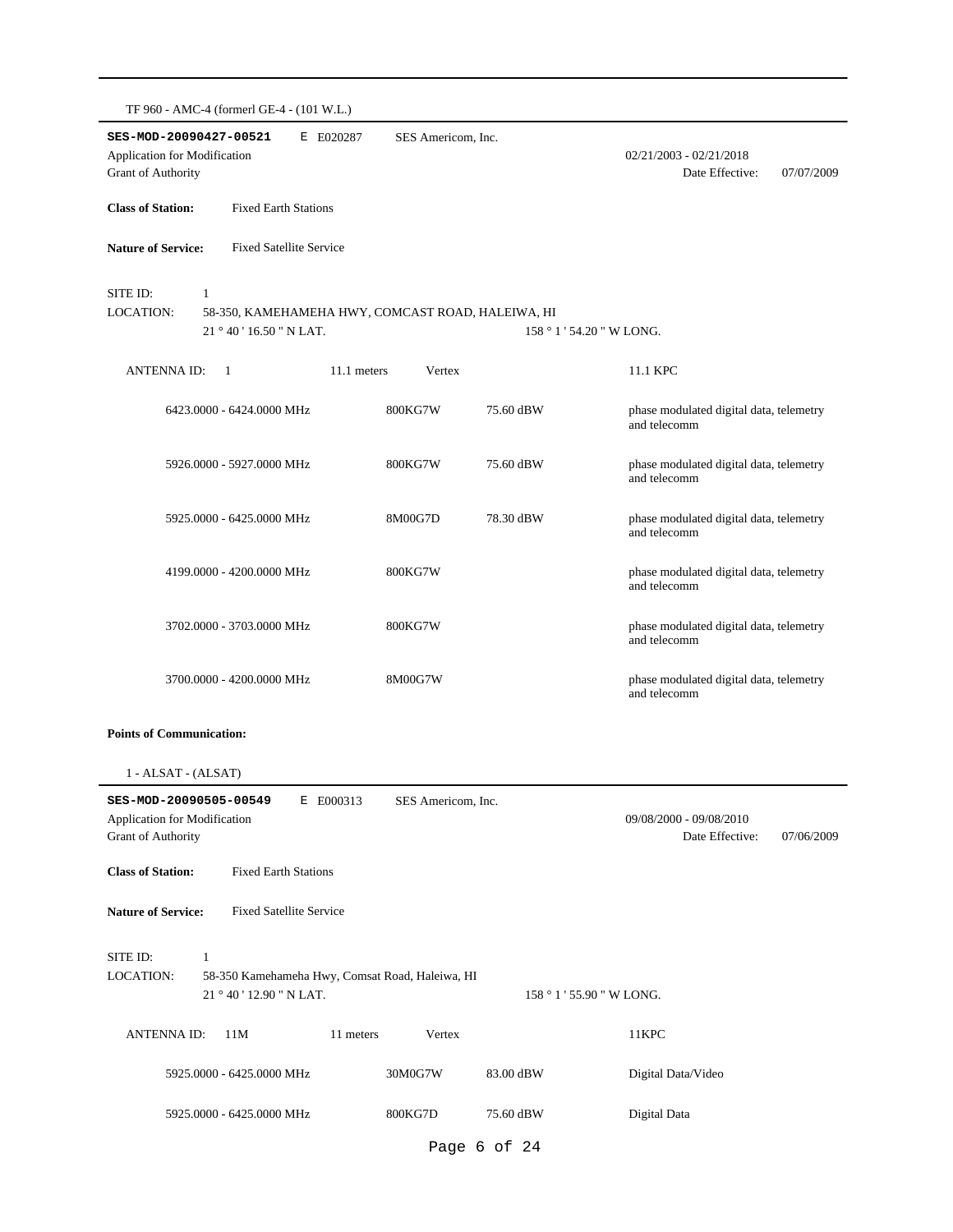TF 960 - AMC-4 (formerl GE-4 - (101 W.L.)

**SES-MOD-20090427-00521** E E020287 SES Americom, Inc.

Application for Modification 02/21/2003 - 02/21/2018

Grant of Authority Date Effective: 07/07/2009

**Class of Station:** Fixed Earth Stations

**Nature of Service:** Fixed Satellite Service

SITE ID: 1

LOCATION: 58-350, KAMEHAMEHA HWY, COMCAST ROAD, HALEIWA, HI

21 ° 40 ' 16.50 " N LAT. 158 ° 1 ' 54.20 " W LONG.

ANTENNA ID: 1 11.1 meters Vertex 11.1 KPC

| Frequency | Emission | Power | Description |
|---|---|---|---|
| 6423.0000 - 6424.0000 MHz | 800KG7W | 75.60 dBW | phase modulated digital data, telemetry and telecomm |
| 5926.0000 - 5927.0000 MHz | 800KG7W | 75.60 dBW | phase modulated digital data, telemetry and telecomm |
| 5925.0000 - 6425.0000 MHz | 8M00G7D | 78.30 dBW | phase modulated digital data, telemetry and telecomm |
| 4199.0000 - 4200.0000 MHz | 800KG7W | | phase modulated digital data, telemetry and telecomm |
| 3702.0000 - 3703.0000 MHz | 800KG7W | | phase modulated digital data, telemetry and telecomm |
| 3700.0000 - 4200.0000 MHz | 8M00G7W | | phase modulated digital data, telemetry and telecomm |

**Points of Communication:**

1 - ALSAT - (ALSAT)

**SES-MOD-20090505-00549** E E000313 SES Americom, Inc.

Application for Modification 09/08/2000 - 09/08/2010

Grant of Authority Date Effective: 07/06/2009

**Class of Station:** Fixed Earth Stations

**Nature of Service:** Fixed Satellite Service

SITE ID: 1

LOCATION: 58-350 Kamehameha Hwy, Comsat Road, Haleiwa, HI

21 ° 40 ' 12.90 " N LAT. 158 ° 1 ' 55.90 " W LONG.

ANTENNA ID: 11M 11 meters Vertex 11KPC

| Frequency | Emission | Power | Description |
|---|---|---|---|
| 5925.0000 - 6425.0000 MHz | 30M0G7W | 83.00 dBW | Digital Data/Video |
| 5925.0000 - 6425.0000 MHz | 800KG7D | 75.60 dBW | Digital Data |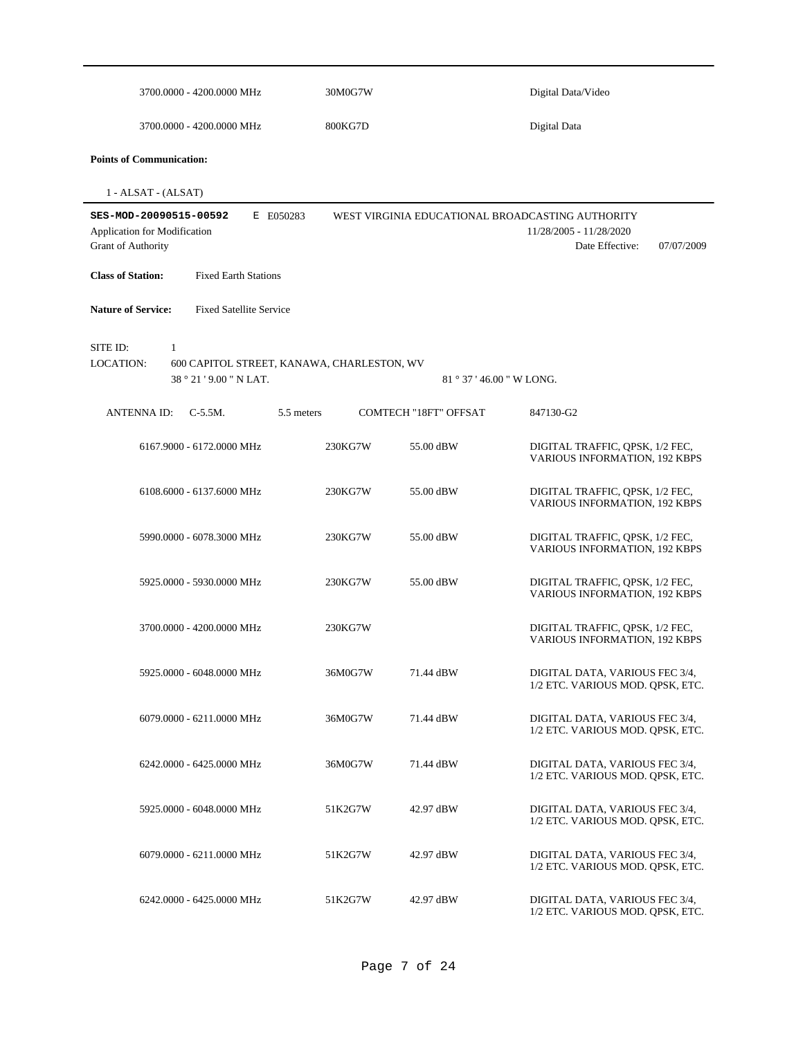| | | |
|---|---|---|
| 3700.0000 - 4200.0000 MHz | 30M0G7W | Digital Data/Video |
| 3700.0000 - 4200.0000 MHz | 800KG7D | Digital Data |

**Points of Communication:**

1 - ALSAT - (ALSAT)

---

**SES-MOD-20090515-00592** E E050283 WEST VIRGINIA EDUCATIONAL BROADCASTING AUTHORITY

Application for Modification 11/28/2005 - 11/28/2020

Grant of Authority Date Effective: 07/07/2009

**Class of Station:** Fixed Earth Stations

**Nature of Service:** Fixed Satellite Service

SITE ID: 1

LOCATION: 600 CAPITOL STREET, KANAWA, CHARLESTON, WV

38 ° 21 ' 9.00 " N LAT. 81 ° 37 ' 46.00 " W LONG.

ANTENNA ID: C-5.5M. 5.5 meters COMTECH "18FT" OFFSAT 847130-G2

| Frequency | Emission | Power | Description |
|---|---|---|---|
| 6167.9000 - 6172.0000 MHz | 230KG7W | 55.00 dBW | DIGITAL TRAFFIC, QPSK, 1/2 FEC, VARIOUS INFORMATION, 192 KBPS |
| 6108.6000 - 6137.6000 MHz | 230KG7W | 55.00 dBW | DIGITAL TRAFFIC, QPSK, 1/2 FEC, VARIOUS INFORMATION, 192 KBPS |
| 5990.0000 - 6078.3000 MHz | 230KG7W | 55.00 dBW | DIGITAL TRAFFIC, QPSK, 1/2 FEC, VARIOUS INFORMATION, 192 KBPS |
| 5925.0000 - 5930.0000 MHz | 230KG7W | 55.00 dBW | DIGITAL TRAFFIC, QPSK, 1/2 FEC, VARIOUS INFORMATION, 192 KBPS |
| 3700.0000 - 4200.0000 MHz | 230KG7W | | DIGITAL TRAFFIC, QPSK, 1/2 FEC, VARIOUS INFORMATION, 192 KBPS |
| 5925.0000 - 6048.0000 MHz | 36M0G7W | 71.44 dBW | DIGITAL DATA, VARIOUS FEC 3/4, 1/2 ETC. VARIOUS MOD. QPSK, ETC. |
| 6079.0000 - 6211.0000 MHz | 36M0G7W | 71.44 dBW | DIGITAL DATA, VARIOUS FEC 3/4, 1/2 ETC. VARIOUS MOD. QPSK, ETC. |
| 6242.0000 - 6425.0000 MHz | 36M0G7W | 71.44 dBW | DIGITAL DATA, VARIOUS FEC 3/4, 1/2 ETC. VARIOUS MOD. QPSK, ETC. |
| 5925.0000 - 6048.0000 MHz | 51K2G7W | 42.97 dBW | DIGITAL DATA, VARIOUS FEC 3/4, 1/2 ETC. VARIOUS MOD. QPSK, ETC. |
| 6079.0000 - 6211.0000 MHz | 51K2G7W | 42.97 dBW | DIGITAL DATA, VARIOUS FEC 3/4, 1/2 ETC. VARIOUS MOD. QPSK, ETC. |
| 6242.0000 - 6425.0000 MHz | 51K2G7W | 42.97 dBW | DIGITAL DATA, VARIOUS FEC 3/4, 1/2 ETC. VARIOUS MOD. QPSK, ETC. |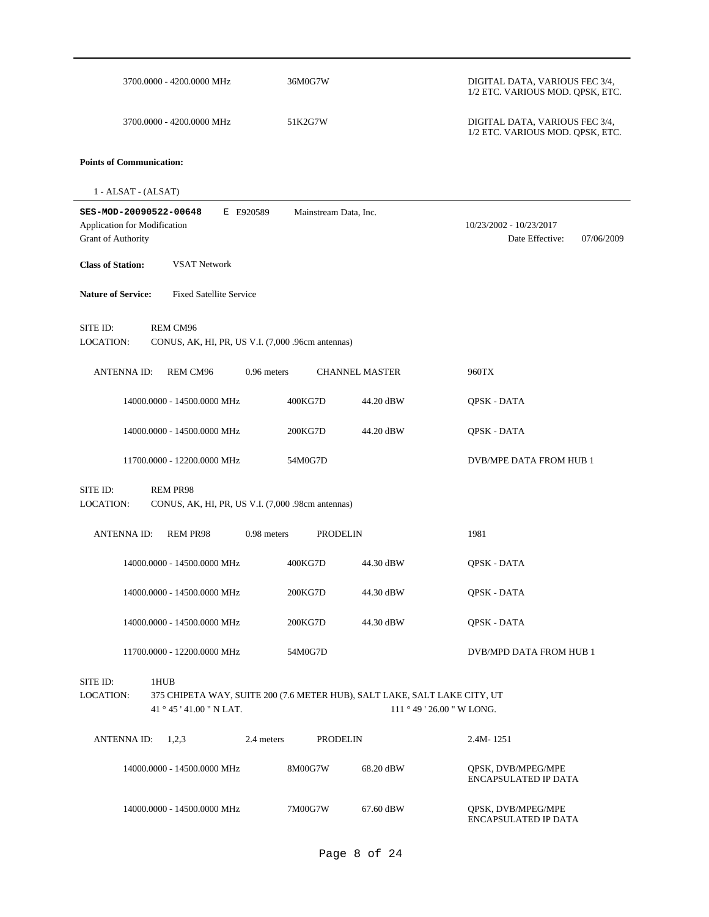| | | |
|---|---|---|
| 3700.0000 - 4200.0000 MHz | 36M0G7W | DIGITAL DATA, VARIOUS FEC 3/4, 1/2 ETC. VARIOUS MOD. QPSK, ETC. |
| 3700.0000 - 4200.0000 MHz | 51K2G7W | DIGITAL DATA, VARIOUS FEC 3/4, 1/2 ETC. VARIOUS MOD. QPSK, ETC. |

**Points of Communication:**

1 - ALSAT - (ALSAT)

---

**SES-MOD-20090522-00648** E E920589 Mainstream Data, Inc.

Application for Modification 10/23/2002 - 10/23/2017

Grant of Authority Date Effective: 07/06/2009

**Class of Station:** VSAT Network

**Nature of Service:** Fixed Satellite Service

SITE ID: REM CM96

LOCATION: CONUS, AK, HI, PR, US V.I. (7,000 .96cm antennas)

ANTENNA ID: REM CM96 0.96 meters CHANNEL MASTER 960TX

| | | | |
|---|---|---|---|
| 14000.0000 - 14500.0000 MHz | 400KG7D | 44.20 dBW | QPSK - DATA |
| 14000.0000 - 14500.0000 MHz | 200KG7D | 44.20 dBW | QPSK - DATA |
| 11700.0000 - 12200.0000 MHz | 54M0G7D | | DVB/MPE DATA FROM HUB 1 |

SITE ID: REM PR98

LOCATION: CONUS, AK, HI, PR, US V.I. (7,000 .98cm antennas)

ANTENNA ID: REM PR98 0.98 meters PRODELIN 1981

| | | | |
|---|---|---|---|
| 14000.0000 - 14500.0000 MHz | 400KG7D | 44.30 dBW | QPSK - DATA |
| 14000.0000 - 14500.0000 MHz | 200KG7D | 44.30 dBW | QPSK - DATA |
| 14000.0000 - 14500.0000 MHz | 200KG7D | 44.30 dBW | QPSK - DATA |
| 11700.0000 - 12200.0000 MHz | 54M0G7D | | DVB/MPD DATA FROM HUB 1 |

SITE ID: 1HUB

LOCATION: 375 CHIPETA WAY, SUITE 200 (7.6 METER HUB), SALT LAKE, SALT LAKE CITY, UT

41 ° 45 ' 41.00 " N LAT. 111 ° 49 ' 26.00 " W LONG.

ANTENNA ID: 1,2,3 2.4 meters PRODELIN 2.4M- 1251

| | | | |
|---|---|---|---|
| 14000.0000 - 14500.0000 MHz | 8M00G7W | 68.20 dBW | QPSK, DVB/MPEG/MPE ENCAPSULATED IP DATA |
| 14000.0000 - 14500.0000 MHz | 7M00G7W | 67.60 dBW | QPSK, DVB/MPEG/MPE ENCAPSULATED IP DATA |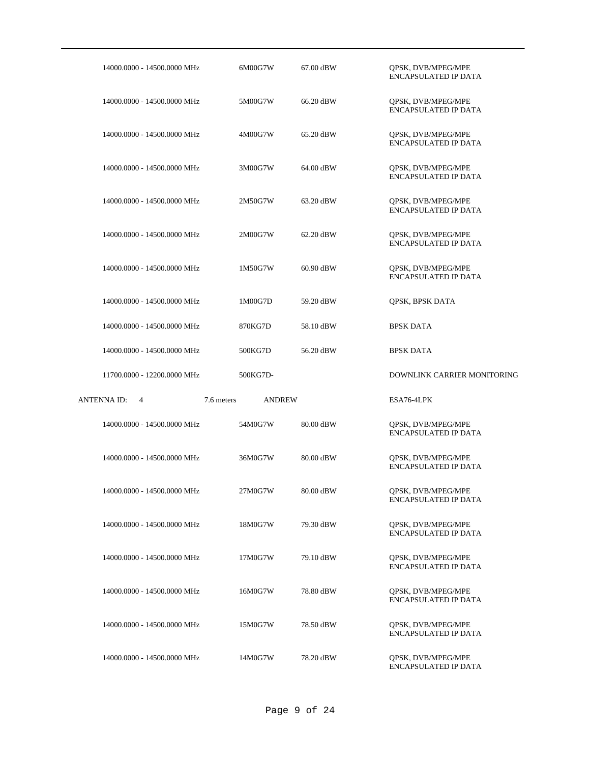| | | | |
|---|---|---|---|
| 14000.0000 - 14500.0000 MHz | 6M00G7W | 67.00 dBW | QPSK, DVB/MPEG/MPE ENCAPSULATED IP DATA |
| 14000.0000 - 14500.0000 MHz | 5M00G7W | 66.20 dBW | QPSK, DVB/MPEG/MPE ENCAPSULATED IP DATA |
| 14000.0000 - 14500.0000 MHz | 4M00G7W | 65.20 dBW | QPSK, DVB/MPEG/MPE ENCAPSULATED IP DATA |
| 14000.0000 - 14500.0000 MHz | 3M00G7W | 64.00 dBW | QPSK, DVB/MPEG/MPE ENCAPSULATED IP DATA |
| 14000.0000 - 14500.0000 MHz | 2M50G7W | 63.20 dBW | QPSK, DVB/MPEG/MPE ENCAPSULATED IP DATA |
| 14000.0000 - 14500.0000 MHz | 2M00G7W | 62.20 dBW | QPSK, DVB/MPEG/MPE ENCAPSULATED IP DATA |
| 14000.0000 - 14500.0000 MHz | 1M50G7W | 60.90 dBW | QPSK, DVB/MPEG/MPE ENCAPSULATED IP DATA |
| 14000.0000 - 14500.0000 MHz | 1M00G7D | 59.20 dBW | QPSK, BPSK DATA |
| 14000.0000 - 14500.0000 MHz | 870KG7D | 58.10 dBW | BPSK DATA |
| 14000.0000 - 14500.0000 MHz | 500KG7D | 56.20 dBW | BPSK DATA |
| 11700.0000 - 12200.0000 MHz | 500KG7D- | | DOWNLINK CARRIER MONITORING |

ANTENNA ID: 4 &nbsp;&nbsp; 7.6 meters &nbsp;&nbsp; ANDREW &nbsp;&nbsp; ESA76-4LPK

| | | | |
|---|---|---|---|
| 14000.0000 - 14500.0000 MHz | 54M0G7W | 80.00 dBW | QPSK, DVB/MPEG/MPE ENCAPSULATED IP DATA |
| 14000.0000 - 14500.0000 MHz | 36M0G7W | 80.00 dBW | QPSK, DVB/MPEG/MPE ENCAPSULATED IP DATA |
| 14000.0000 - 14500.0000 MHz | 27M0G7W | 80.00 dBW | QPSK, DVB/MPEG/MPE ENCAPSULATED IP DATA |
| 14000.0000 - 14500.0000 MHz | 18M0G7W | 79.30 dBW | QPSK, DVB/MPEG/MPE ENCAPSULATED IP DATA |
| 14000.0000 - 14500.0000 MHz | 17M0G7W | 79.10 dBW | QPSK, DVB/MPEG/MPE ENCAPSULATED IP DATA |
| 14000.0000 - 14500.0000 MHz | 16M0G7W | 78.80 dBW | QPSK, DVB/MPEG/MPE ENCAPSULATED IP DATA |
| 14000.0000 - 14500.0000 MHz | 15M0G7W | 78.50 dBW | QPSK, DVB/MPEG/MPE ENCAPSULATED IP DATA |
| 14000.0000 - 14500.0000 MHz | 14M0G7W | 78.20 dBW | QPSK, DVB/MPEG/MPE ENCAPSULATED IP DATA |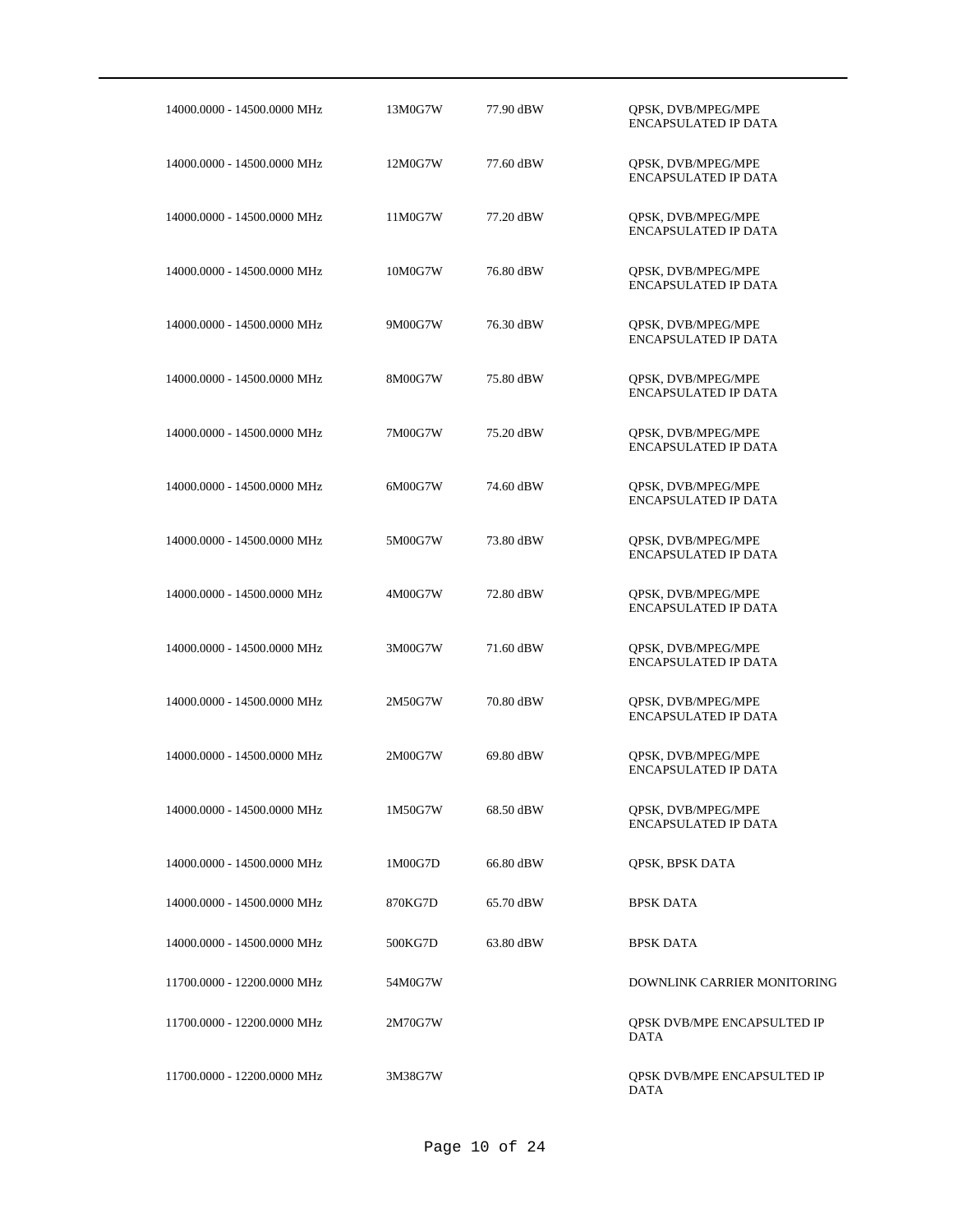| | | | |
|---|---|---|---|
| 14000.0000 - 14500.0000 MHz | 13M0G7W | 77.90 dBW | QPSK, DVB/MPEG/MPE ENCAPSULATED IP DATA |
| 14000.0000 - 14500.0000 MHz | 12M0G7W | 77.60 dBW | QPSK, DVB/MPEG/MPE ENCAPSULATED IP DATA |
| 14000.0000 - 14500.0000 MHz | 11M0G7W | 77.20 dBW | QPSK, DVB/MPEG/MPE ENCAPSULATED IP DATA |
| 14000.0000 - 14500.0000 MHz | 10M0G7W | 76.80 dBW | QPSK, DVB/MPEG/MPE ENCAPSULATED IP DATA |
| 14000.0000 - 14500.0000 MHz | 9M00G7W | 76.30 dBW | QPSK, DVB/MPEG/MPE ENCAPSULATED IP DATA |
| 14000.0000 - 14500.0000 MHz | 8M00G7W | 75.80 dBW | QPSK, DVB/MPEG/MPE ENCAPSULATED IP DATA |
| 14000.0000 - 14500.0000 MHz | 7M00G7W | 75.20 dBW | QPSK, DVB/MPEG/MPE ENCAPSULATED IP DATA |
| 14000.0000 - 14500.0000 MHz | 6M00G7W | 74.60 dBW | QPSK, DVB/MPEG/MPE ENCAPSULATED IP DATA |
| 14000.0000 - 14500.0000 MHz | 5M00G7W | 73.80 dBW | QPSK, DVB/MPEG/MPE ENCAPSULATED IP DATA |
| 14000.0000 - 14500.0000 MHz | 4M00G7W | 72.80 dBW | QPSK, DVB/MPEG/MPE ENCAPSULATED IP DATA |
| 14000.0000 - 14500.0000 MHz | 3M00G7W | 71.60 dBW | QPSK, DVB/MPEG/MPE ENCAPSULATED IP DATA |
| 14000.0000 - 14500.0000 MHz | 2M50G7W | 70.80 dBW | QPSK, DVB/MPEG/MPE ENCAPSULATED IP DATA |
| 14000.0000 - 14500.0000 MHz | 2M00G7W | 69.80 dBW | QPSK, DVB/MPEG/MPE ENCAPSULATED IP DATA |
| 14000.0000 - 14500.0000 MHz | 1M50G7W | 68.50 dBW | QPSK, DVB/MPEG/MPE ENCAPSULATED IP DATA |
| 14000.0000 - 14500.0000 MHz | 1M00G7D | 66.80 dBW | QPSK, BPSK DATA |
| 14000.0000 - 14500.0000 MHz | 870KG7D | 65.70 dBW | BPSK DATA |
| 14000.0000 - 14500.0000 MHz | 500KG7D | 63.80 dBW | BPSK DATA |
| 11700.0000 - 12200.0000 MHz | 54M0G7W | | DOWNLINK CARRIER MONITORING |
| 11700.0000 - 12200.0000 MHz | 2M70G7W | | QPSK DVB/MPE ENCAPSULTED IP DATA |
| 11700.0000 - 12200.0000 MHz | 3M38G7W | | QPSK DVB/MPE ENCAPSULTED IP DATA |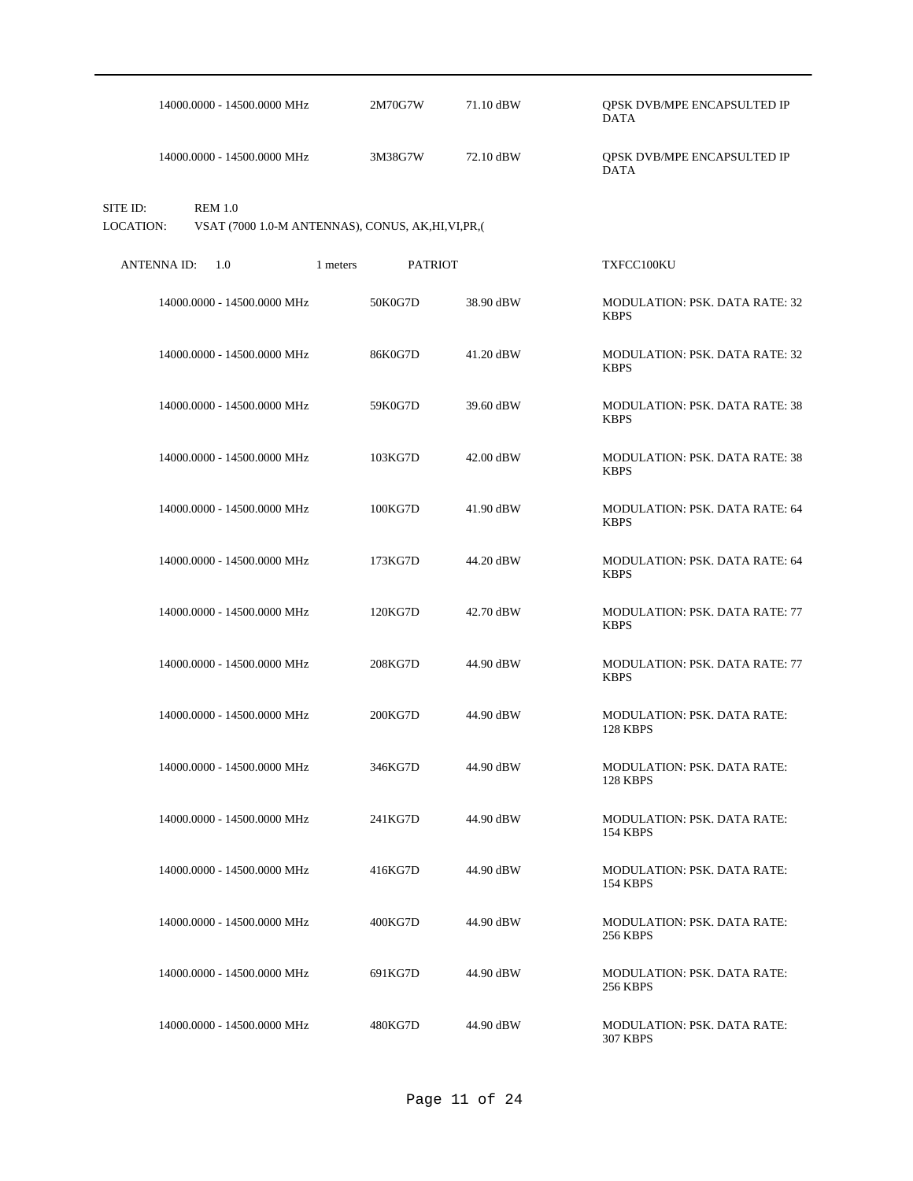| | | | |
|---|---|---|---|
| 14000.0000 - 14500.0000 MHz | 2M70G7W | 71.10 dBW | QPSK DVB/MPE ENCAPSULTED IP DATA |
| 14000.0000 - 14500.0000 MHz | 3M38G7W | 72.10 dBW | QPSK DVB/MPE ENCAPSULTED IP DATA |

SITE ID: REM 1.0

LOCATION: VSAT (7000 1.0-M ANTENNAS), CONUS, AK,HI,VI,PR,(

ANTENNA ID: 1.0 &nbsp; 1 meters &nbsp; PATRIOT &nbsp; TXFCC100KU

| | | | |
|---|---|---|---|
| 14000.0000 - 14500.0000 MHz | 50K0G7D | 38.90 dBW | MODULATION: PSK. DATA RATE: 32 KBPS |
| 14000.0000 - 14500.0000 MHz | 86K0G7D | 41.20 dBW | MODULATION: PSK. DATA RATE: 32 KBPS |
| 14000.0000 - 14500.0000 MHz | 59K0G7D | 39.60 dBW | MODULATION: PSK. DATA RATE: 38 KBPS |
| 14000.0000 - 14500.0000 MHz | 103KG7D | 42.00 dBW | MODULATION: PSK. DATA RATE: 38 KBPS |
| 14000.0000 - 14500.0000 MHz | 100KG7D | 41.90 dBW | MODULATION: PSK. DATA RATE: 64 KBPS |
| 14000.0000 - 14500.0000 MHz | 173KG7D | 44.20 dBW | MODULATION: PSK. DATA RATE: 64 KBPS |
| 14000.0000 - 14500.0000 MHz | 120KG7D | 42.70 dBW | MODULATION: PSK. DATA RATE: 77 KBPS |
| 14000.0000 - 14500.0000 MHz | 208KG7D | 44.90 dBW | MODULATION: PSK. DATA RATE: 77 KBPS |
| 14000.0000 - 14500.0000 MHz | 200KG7D | 44.90 dBW | MODULATION: PSK. DATA RATE: 128 KBPS |
| 14000.0000 - 14500.0000 MHz | 346KG7D | 44.90 dBW | MODULATION: PSK. DATA RATE: 128 KBPS |
| 14000.0000 - 14500.0000 MHz | 241KG7D | 44.90 dBW | MODULATION: PSK. DATA RATE: 154 KBPS |
| 14000.0000 - 14500.0000 MHz | 416KG7D | 44.90 dBW | MODULATION: PSK. DATA RATE: 154 KBPS |
| 14000.0000 - 14500.0000 MHz | 400KG7D | 44.90 dBW | MODULATION: PSK. DATA RATE: 256 KBPS |
| 14000.0000 - 14500.0000 MHz | 691KG7D | 44.90 dBW | MODULATION: PSK. DATA RATE: 256 KBPS |
| 14000.0000 - 14500.0000 MHz | 480KG7D | 44.90 dBW | MODULATION: PSK. DATA RATE: 307 KBPS |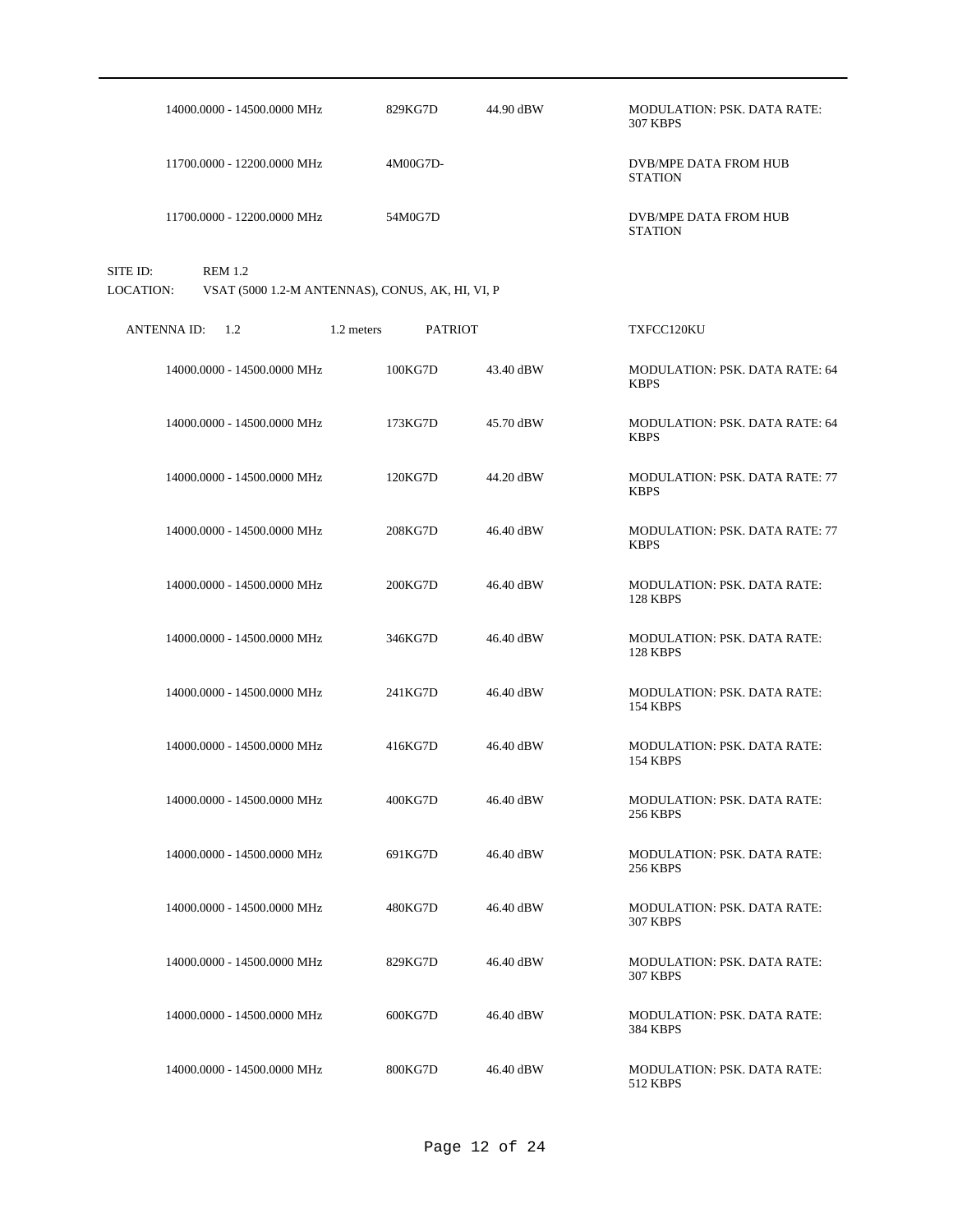| | | | |
|---|---|---|---|
| 14000.0000 - 14500.0000 MHz | 829KG7D | 44.90 dBW | MODULATION: PSK. DATA RATE: 307 KBPS |
| 11700.0000 - 12200.0000 MHz | 4M00G7D- | | DVB/MPE DATA FROM HUB STATION |
| 11700.0000 - 12200.0000 MHz | 54M0G7D | | DVB/MPE DATA FROM HUB STATION |

SITE ID: REM 1.2

LOCATION: VSAT (5000 1.2-M ANTENNAS), CONUS, AK, HI, VI, P

ANTENNA ID: 1.2 &nbsp; 1.2 meters &nbsp; PATRIOT &nbsp; TXFCC120KU

| | | | |
|---|---|---|---|
| 14000.0000 - 14500.0000 MHz | 100KG7D | 43.40 dBW | MODULATION: PSK. DATA RATE: 64 KBPS |
| 14000.0000 - 14500.0000 MHz | 173KG7D | 45.70 dBW | MODULATION: PSK. DATA RATE: 64 KBPS |
| 14000.0000 - 14500.0000 MHz | 120KG7D | 44.20 dBW | MODULATION: PSK. DATA RATE: 77 KBPS |
| 14000.0000 - 14500.0000 MHz | 208KG7D | 46.40 dBW | MODULATION: PSK. DATA RATE: 77 KBPS |
| 14000.0000 - 14500.0000 MHz | 200KG7D | 46.40 dBW | MODULATION: PSK. DATA RATE: 128 KBPS |
| 14000.0000 - 14500.0000 MHz | 346KG7D | 46.40 dBW | MODULATION: PSK. DATA RATE: 128 KBPS |
| 14000.0000 - 14500.0000 MHz | 241KG7D | 46.40 dBW | MODULATION: PSK. DATA RATE: 154 KBPS |
| 14000.0000 - 14500.0000 MHz | 416KG7D | 46.40 dBW | MODULATION: PSK. DATA RATE: 154 KBPS |
| 14000.0000 - 14500.0000 MHz | 400KG7D | 46.40 dBW | MODULATION: PSK. DATA RATE: 256 KBPS |
| 14000.0000 - 14500.0000 MHz | 691KG7D | 46.40 dBW | MODULATION: PSK. DATA RATE: 256 KBPS |
| 14000.0000 - 14500.0000 MHz | 480KG7D | 46.40 dBW | MODULATION: PSK. DATA RATE: 307 KBPS |
| 14000.0000 - 14500.0000 MHz | 829KG7D | 46.40 dBW | MODULATION: PSK. DATA RATE: 307 KBPS |
| 14000.0000 - 14500.0000 MHz | 600KG7D | 46.40 dBW | MODULATION: PSK. DATA RATE: 384 KBPS |
| 14000.0000 - 14500.0000 MHz | 800KG7D | 46.40 dBW | MODULATION: PSK. DATA RATE: 512 KBPS |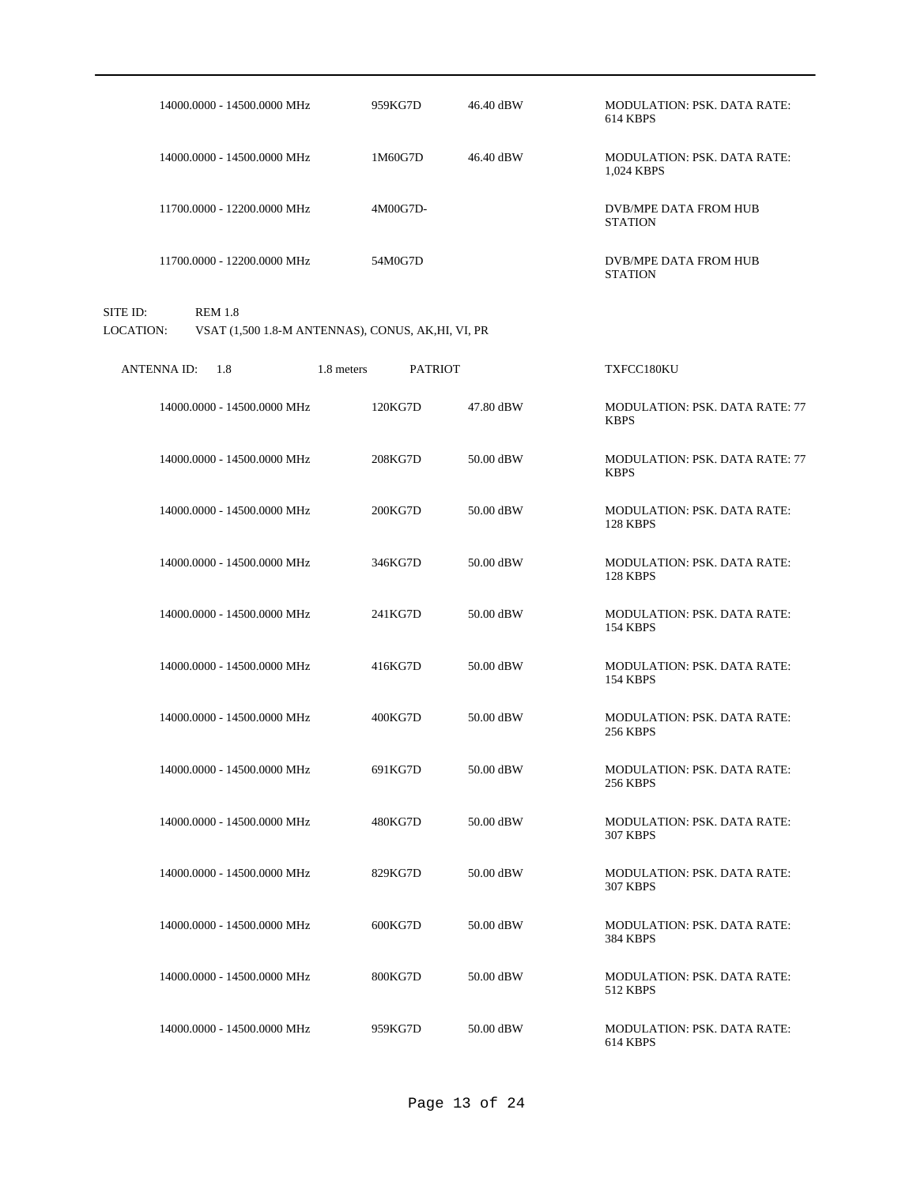| Frequency | Emission | Power | Description |
|---|---|---|---|
| 14000.0000 - 14500.0000 MHz | 959KG7D | 46.40 dBW | MODULATION: PSK. DATA RATE: 614 KBPS |
| 14000.0000 - 14500.0000 MHz | 1M60G7D | 46.40 dBW | MODULATION: PSK. DATA RATE: 1,024 KBPS |
| 11700.0000 - 12200.0000 MHz | 4M00G7D- | | DVB/MPE DATA FROM HUB STATION |
| 11700.0000 - 12200.0000 MHz | 54M0G7D | | DVB/MPE DATA FROM HUB STATION |

SITE ID: REM 1.8

LOCATION: VSAT (1,500 1.8-M ANTENNAS), CONUS, AK,HI, VI, PR

ANTENNA ID: 1.8 &nbsp;&nbsp; 1.8 meters &nbsp;&nbsp; PATRIOT &nbsp;&nbsp; TXFCC180KU

| Frequency | Emission | Power | Description |
|---|---|---|---|
| 14000.0000 - 14500.0000 MHz | 120KG7D | 47.80 dBW | MODULATION: PSK. DATA RATE: 77 KBPS |
| 14000.0000 - 14500.0000 MHz | 208KG7D | 50.00 dBW | MODULATION: PSK. DATA RATE: 77 KBPS |
| 14000.0000 - 14500.0000 MHz | 200KG7D | 50.00 dBW | MODULATION: PSK. DATA RATE: 128 KBPS |
| 14000.0000 - 14500.0000 MHz | 346KG7D | 50.00 dBW | MODULATION: PSK. DATA RATE: 128 KBPS |
| 14000.0000 - 14500.0000 MHz | 241KG7D | 50.00 dBW | MODULATION: PSK. DATA RATE: 154 KBPS |
| 14000.0000 - 14500.0000 MHz | 416KG7D | 50.00 dBW | MODULATION: PSK. DATA RATE: 154 KBPS |
| 14000.0000 - 14500.0000 MHz | 400KG7D | 50.00 dBW | MODULATION: PSK. DATA RATE: 256 KBPS |
| 14000.0000 - 14500.0000 MHz | 691KG7D | 50.00 dBW | MODULATION: PSK. DATA RATE: 256 KBPS |
| 14000.0000 - 14500.0000 MHz | 480KG7D | 50.00 dBW | MODULATION: PSK. DATA RATE: 307 KBPS |
| 14000.0000 - 14500.0000 MHz | 829KG7D | 50.00 dBW | MODULATION: PSK. DATA RATE: 307 KBPS |
| 14000.0000 - 14500.0000 MHz | 600KG7D | 50.00 dBW | MODULATION: PSK. DATA RATE: 384 KBPS |
| 14000.0000 - 14500.0000 MHz | 800KG7D | 50.00 dBW | MODULATION: PSK. DATA RATE: 512 KBPS |
| 14000.0000 - 14500.0000 MHz | 959KG7D | 50.00 dBW | MODULATION: PSK. DATA RATE: 614 KBPS |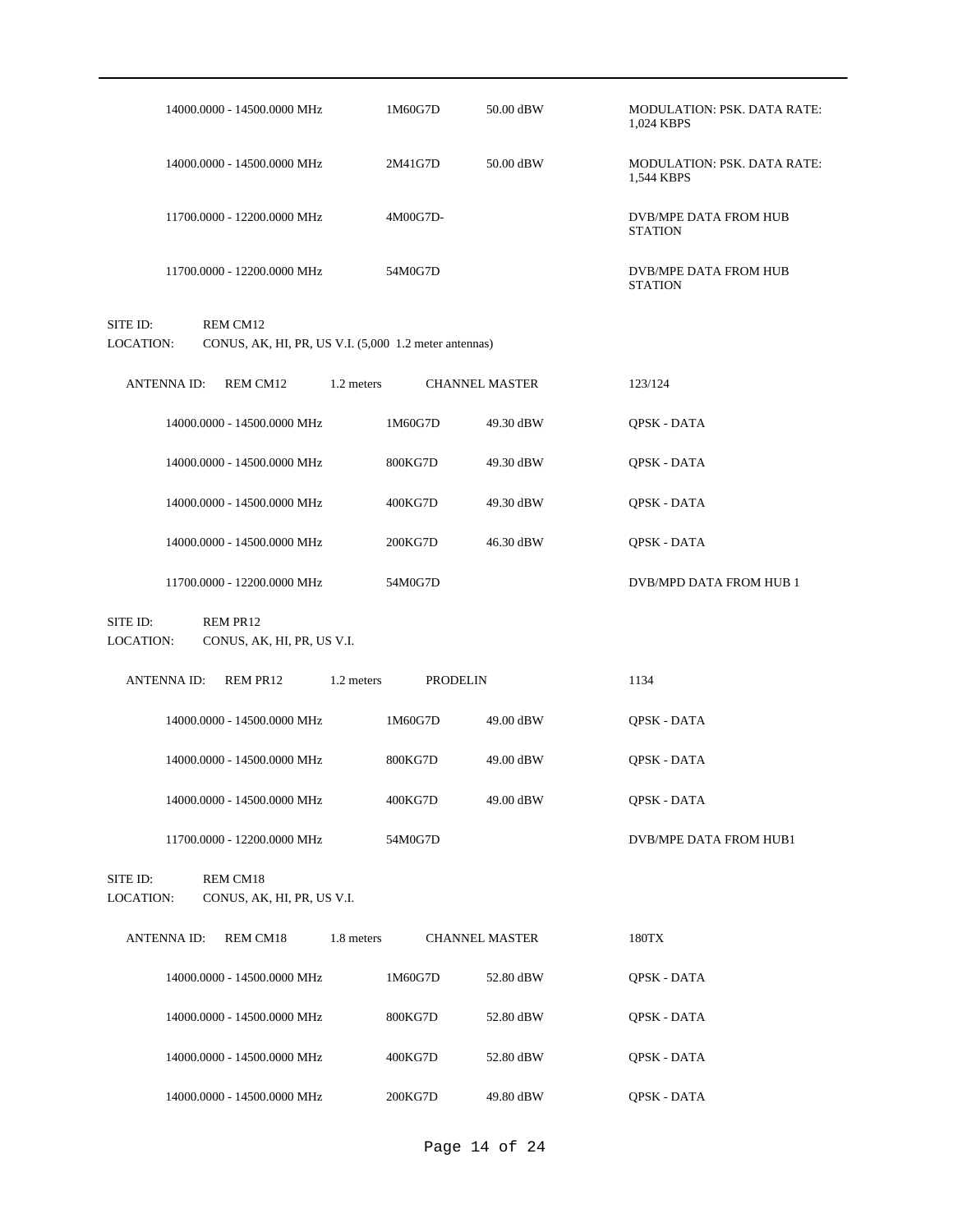| Frequency | Emission | Power | Remarks |
|---|---|---|---|
| 14000.0000 - 14500.0000 MHz | 1M60G7D | 50.00 dBW | MODULATION: PSK. DATA RATE: 1,024 KBPS |
| 14000.0000 - 14500.0000 MHz | 2M41G7D | 50.00 dBW | MODULATION: PSK. DATA RATE: 1,544 KBPS |
| 11700.0000 - 12200.0000 MHz | 4M00G7D- | | DVB/MPE DATA FROM HUB STATION |
| 11700.0000 - 12200.0000 MHz | 54M0G7D | | DVB/MPE DATA FROM HUB STATION |

SITE ID: REM CM12
LOCATION: CONUS, AK, HI, PR, US V.I. (5,000 1.2 meter antennas)

ANTENNA ID: REM CM12 — 1.2 meters — CHANNEL MASTER — 123/124

| Frequency | Emission | Power | Remarks |
|---|---|---|---|
| 14000.0000 - 14500.0000 MHz | 1M60G7D | 49.30 dBW | QPSK - DATA |
| 14000.0000 - 14500.0000 MHz | 800KG7D | 49.30 dBW | QPSK - DATA |
| 14000.0000 - 14500.0000 MHz | 400KG7D | 49.30 dBW | QPSK - DATA |
| 14000.0000 - 14500.0000 MHz | 200KG7D | 46.30 dBW | QPSK - DATA |
| 11700.0000 - 12200.0000 MHz | 54M0G7D | | DVB/MPD DATA FROM HUB 1 |

SITE ID: REM PR12
LOCATION: CONUS, AK, HI, PR, US V.I.

ANTENNA ID: REM PR12 — 1.2 meters — PRODELIN — 1134

| Frequency | Emission | Power | Remarks |
|---|---|---|---|
| 14000.0000 - 14500.0000 MHz | 1M60G7D | 49.00 dBW | QPSK - DATA |
| 14000.0000 - 14500.0000 MHz | 800KG7D | 49.00 dBW | QPSK - DATA |
| 14000.0000 - 14500.0000 MHz | 400KG7D | 49.00 dBW | QPSK - DATA |
| 11700.0000 - 12200.0000 MHz | 54M0G7D | | DVB/MPE DATA FROM HUB1 |

SITE ID: REM CM18
LOCATION: CONUS, AK, HI, PR, US V.I.

ANTENNA ID: REM CM18 — 1.8 meters — CHANNEL MASTER — 180TX

| Frequency | Emission | Power | Remarks |
|---|---|---|---|
| 14000.0000 - 14500.0000 MHz | 1M60G7D | 52.80 dBW | QPSK - DATA |
| 14000.0000 - 14500.0000 MHz | 800KG7D | 52.80 dBW | QPSK - DATA |
| 14000.0000 - 14500.0000 MHz | 400KG7D | 52.80 dBW | QPSK - DATA |
| 14000.0000 - 14500.0000 MHz | 200KG7D | 49.80 dBW | QPSK - DATA |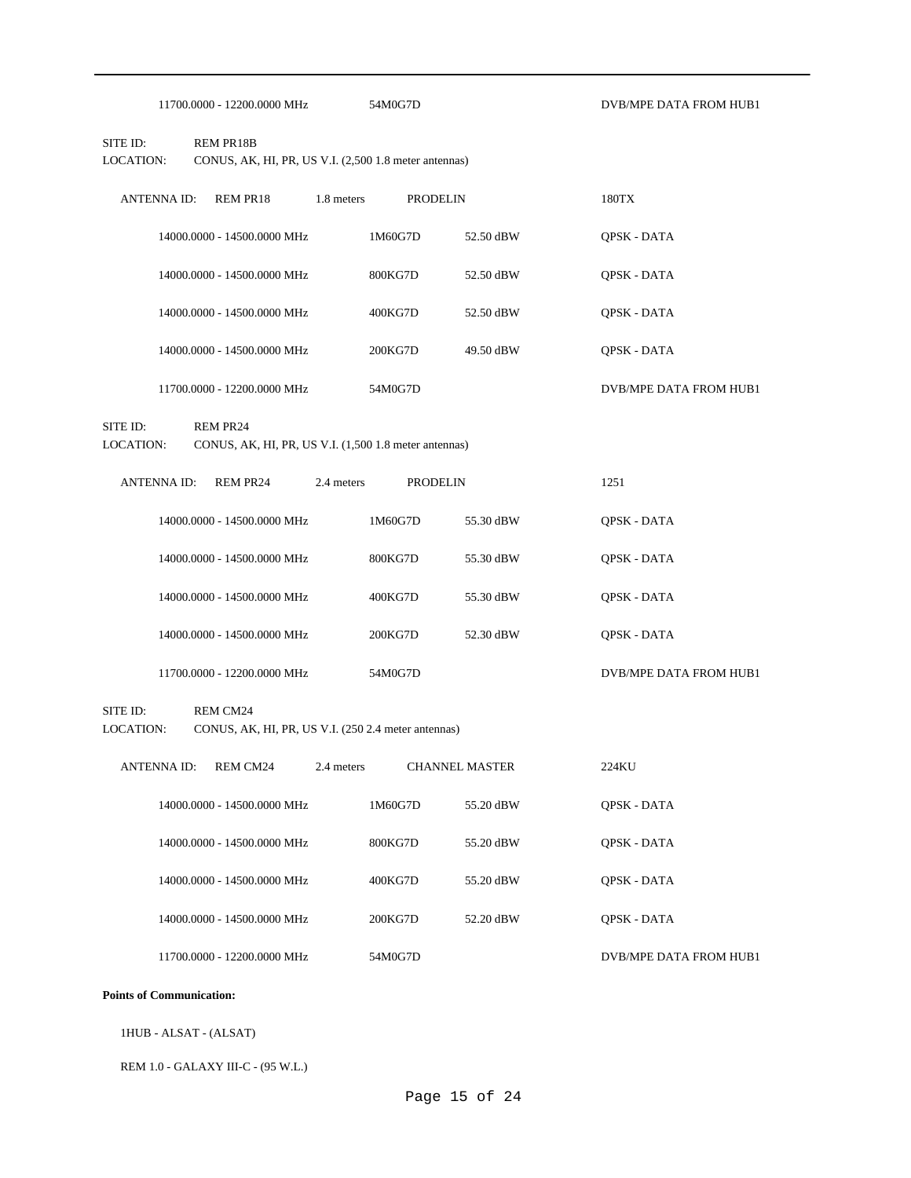| | | | |
|---|---|---|---|
| 11700.0000 - 12200.0000 MHz | 54M0G7D | | DVB/MPE DATA FROM HUB1 |

SITE ID: REM PR18B
LOCATION: CONUS, AK, HI, PR, US V.I. (2,500 1.8 meter antennas)

ANTENNA ID: REM PR18 1.8 meters PRODELIN 180TX

| | | | |
|---|---|---|---|
| 14000.0000 - 14500.0000 MHz | 1M60G7D | 52.50 dBW | QPSK - DATA |
| 14000.0000 - 14500.0000 MHz | 800KG7D | 52.50 dBW | QPSK - DATA |
| 14000.0000 - 14500.0000 MHz | 400KG7D | 52.50 dBW | QPSK - DATA |
| 14000.0000 - 14500.0000 MHz | 200KG7D | 49.50 dBW | QPSK - DATA |
| 11700.0000 - 12200.0000 MHz | 54M0G7D | | DVB/MPE DATA FROM HUB1 |

SITE ID: REM PR24
LOCATION: CONUS, AK, HI, PR, US V.I. (1,500 1.8 meter antennas)

ANTENNA ID: REM PR24 2.4 meters PRODELIN 1251

| | | | |
|---|---|---|---|
| 14000.0000 - 14500.0000 MHz | 1M60G7D | 55.30 dBW | QPSK - DATA |
| 14000.0000 - 14500.0000 MHz | 800KG7D | 55.30 dBW | QPSK - DATA |
| 14000.0000 - 14500.0000 MHz | 400KG7D | 55.30 dBW | QPSK - DATA |
| 14000.0000 - 14500.0000 MHz | 200KG7D | 52.30 dBW | QPSK - DATA |
| 11700.0000 - 12200.0000 MHz | 54M0G7D | | DVB/MPE DATA FROM HUB1 |

SITE ID: REM CM24
LOCATION: CONUS, AK, HI, PR, US V.I. (250 2.4 meter antennas)

ANTENNA ID: REM CM24 2.4 meters CHANNEL MASTER 224KU

| | | | |
|---|---|---|---|
| 14000.0000 - 14500.0000 MHz | 1M60G7D | 55.20 dBW | QPSK - DATA |
| 14000.0000 - 14500.0000 MHz | 800KG7D | 55.20 dBW | QPSK - DATA |
| 14000.0000 - 14500.0000 MHz | 400KG7D | 55.20 dBW | QPSK - DATA |
| 14000.0000 - 14500.0000 MHz | 200KG7D | 52.20 dBW | QPSK - DATA |
| 11700.0000 - 12200.0000 MHz | 54M0G7D | | DVB/MPE DATA FROM HUB1 |

**Points of Communication:**

1HUB - ALSAT - (ALSAT)

REM 1.0 - GALAXY III-C - (95 W.L.)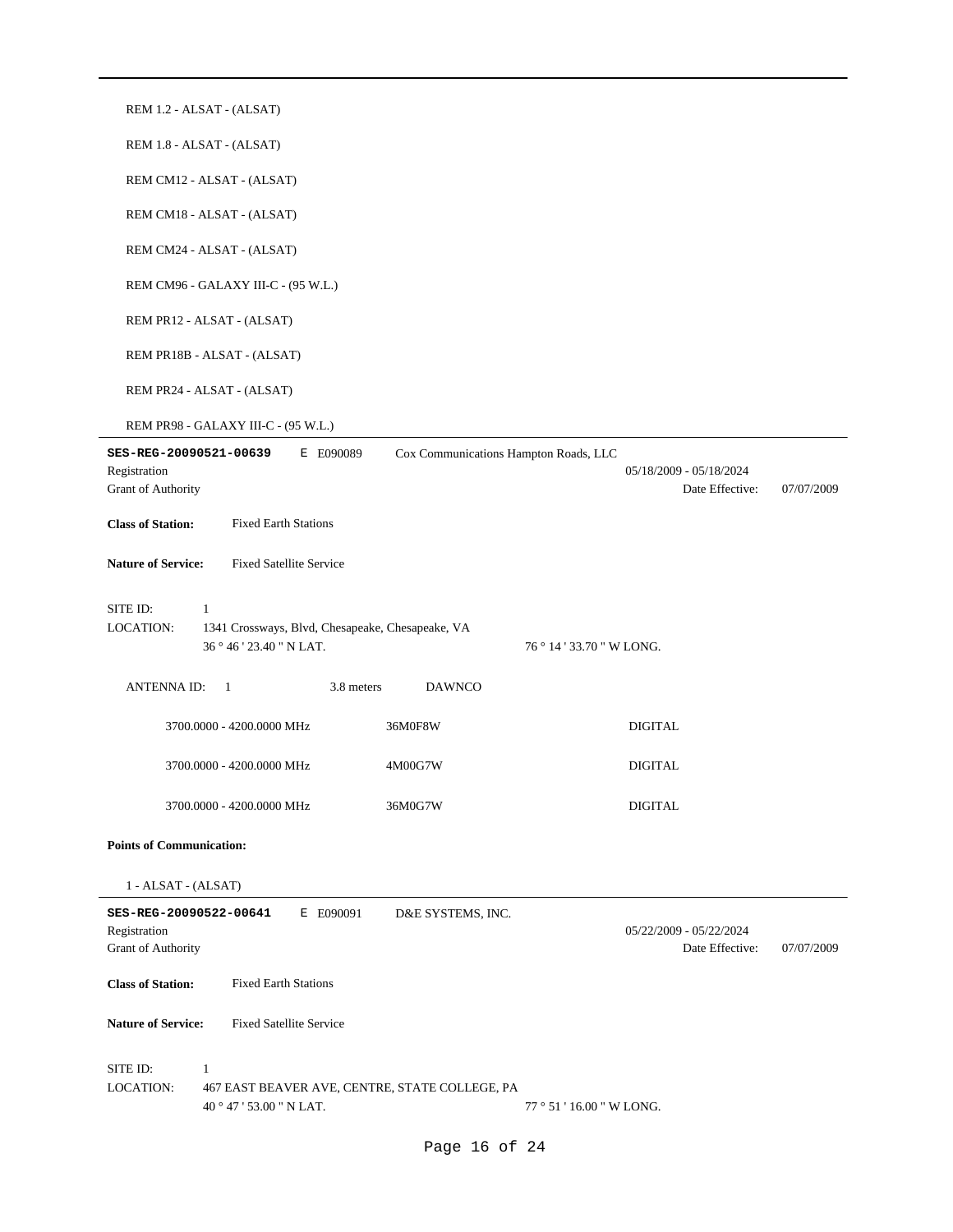REM 1.2 - ALSAT - (ALSAT)

REM 1.8 - ALSAT - (ALSAT)

REM CM12 - ALSAT - (ALSAT)

REM CM18 - ALSAT - (ALSAT)

REM CM24 - ALSAT - (ALSAT)

REM CM96 - GALAXY III-C - (95 W.L.)

REM PR12 - ALSAT - (ALSAT)

REM PR18B - ALSAT - (ALSAT)

REM PR24 - ALSAT - (ALSAT)

REM PR98 - GALAXY III-C - (95 W.L.)

---

**SES-REG-20090521-00639** E E090089 Cox Communications Hampton Roads, LLC

Registration 05/18/2009 - 05/18/2024

Grant of Authority Date Effective: 07/07/2009

**Class of Station:** Fixed Earth Stations

**Nature of Service:** Fixed Satellite Service

SITE ID: 1

LOCATION: 1341 Crossways, Blvd, Chesapeake, Chesapeake, VA

36 ° 46 ' 23.40 " N LAT. 76 ° 14 ' 33.70 " W LONG.

ANTENNA ID: 1 3.8 meters DAWNCO

| | | |
|---|---|---|
| 3700.0000 - 4200.0000 MHz | 36M0F8W | DIGITAL |
| 3700.0000 - 4200.0000 MHz | 4M00G7W | DIGITAL |
| 3700.0000 - 4200.0000 MHz | 36M0G7W | DIGITAL |

**Points of Communication:**

1 - ALSAT - (ALSAT)

---

**SES-REG-20090522-00641** E E090091 D&E SYSTEMS, INC.

Registration 05/22/2009 - 05/22/2024

Grant of Authority Date Effective: 07/07/2009

**Class of Station:** Fixed Earth Stations

**Nature of Service:** Fixed Satellite Service

SITE ID: 1

LOCATION: 467 EAST BEAVER AVE, CENTRE, STATE COLLEGE, PA

40 ° 47 ' 53.00 " N LAT. 77 ° 51 ' 16.00 " W LONG.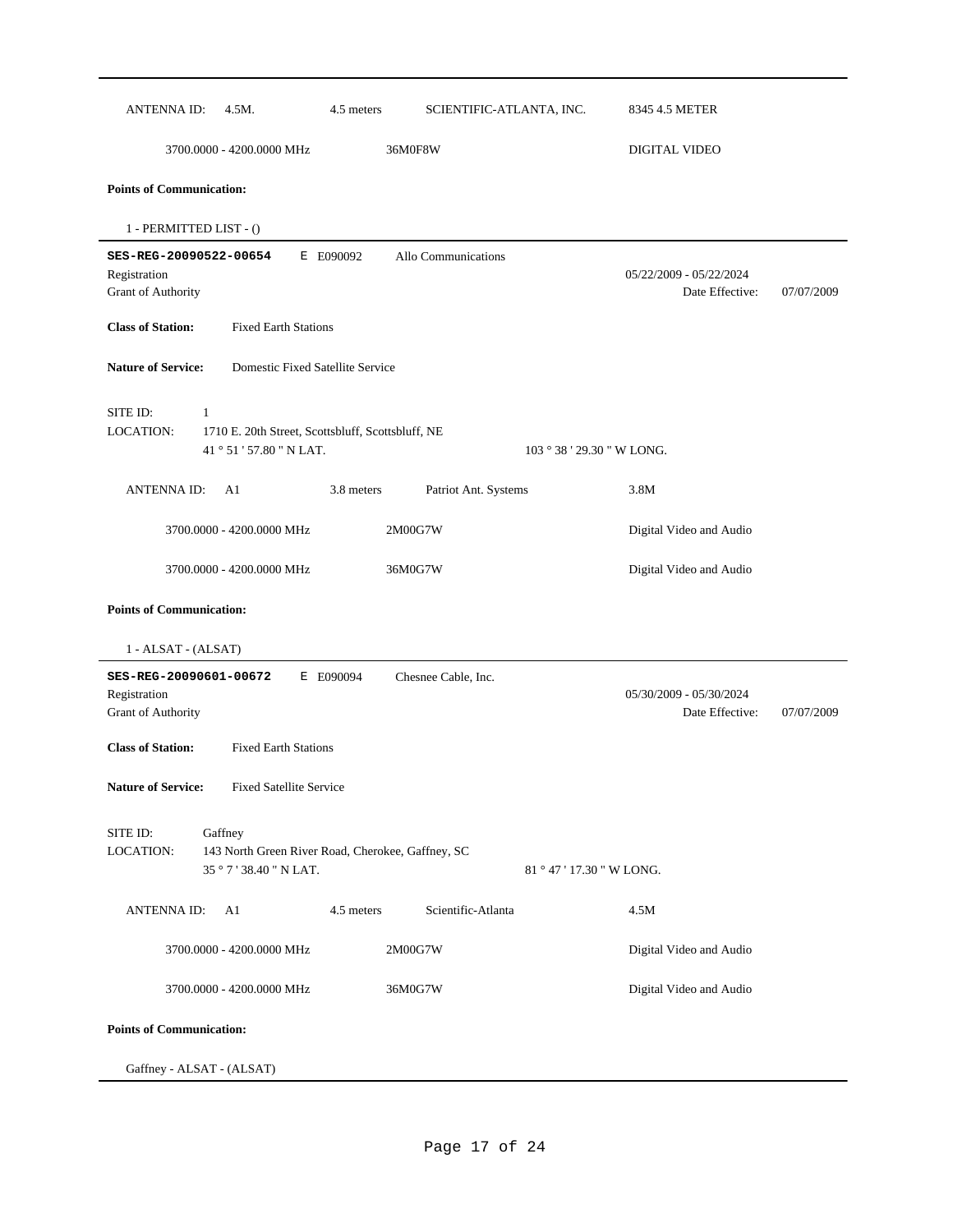ANTENNA ID: 4.5M. 4.5 meters SCIENTIFIC-ATLANTA, INC. 8345 4.5 METER

3700.0000 - 4200.0000 MHz 36M0F8W DIGITAL VIDEO

**Points of Communication:**

1 - PERMITTED LIST - ()

---

**SES-REG-20090522-00654** E E090092 Allo Communications

Registration 05/22/2009 - 05/22/2024

Grant of Authority Date Effective: 07/07/2009

**Class of Station:** Fixed Earth Stations

**Nature of Service:** Domestic Fixed Satellite Service

SITE ID: 1

LOCATION: 1710 E. 20th Street, Scottsbluff, Scottsbluff, NE

41 ° 51 ' 57.80 " N LAT. 103 ° 38 ' 29.30 " W LONG.

ANTENNA ID: A1 3.8 meters Patriot Ant. Systems 3.8M

3700.0000 - 4200.0000 MHz 2M00G7W Digital Video and Audio

3700.0000 - 4200.0000 MHz 36M0G7W Digital Video and Audio

**Points of Communication:**

1 - ALSAT - (ALSAT)

---

**SES-REG-20090601-00672** E E090094 Chesnee Cable, Inc.

Registration 05/30/2009 - 05/30/2024

Grant of Authority Date Effective: 07/07/2009

**Class of Station:** Fixed Earth Stations

**Nature of Service:** Fixed Satellite Service

SITE ID: Gaffney

LOCATION: 143 North Green River Road, Cherokee, Gaffney, SC

35 ° 7 ' 38.40 " N LAT. 81 ° 47 ' 17.30 " W LONG.

ANTENNA ID: A1 4.5 meters Scientific-Atlanta 4.5M

3700.0000 - 4200.0000 MHz 2M00G7W Digital Video and Audio

3700.0000 - 4200.0000 MHz 36M0G7W Digital Video and Audio

**Points of Communication:**

Gaffney - ALSAT - (ALSAT)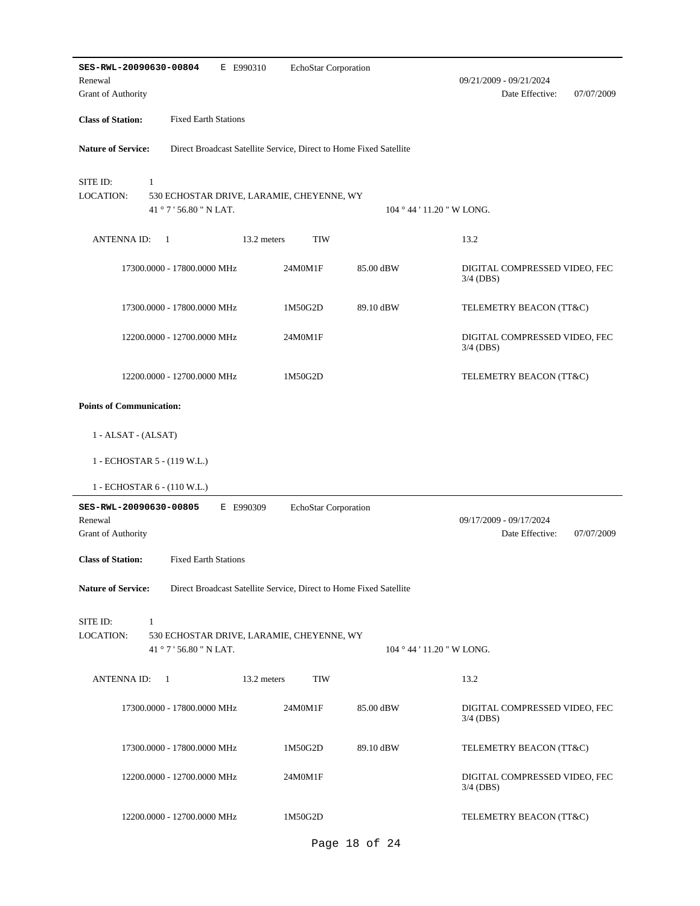**SES-RWL-20090630-00804** E E990310 EchoStar Corporation

Renewal 09/21/2009 - 09/21/2024

Grant of Authority Date Effective: 07/07/2009

**Class of Station:** Fixed Earth Stations

**Nature of Service:** Direct Broadcast Satellite Service, Direct to Home Fixed Satellite

SITE ID: 1

LOCATION: 530 ECHOSTAR DRIVE, LARAMIE, CHEYENNE, WY

41 ° 7 ' 56.80 " N LAT. 104 ° 44 ' 11.20 " W LONG.

ANTENNA ID: 1 13.2 meters TIW 13.2

| Frequency | Emission | Power | Description |
|---|---|---|---|
| 17300.0000 - 17800.0000 MHz | 24M0M1F | 85.00 dBW | DIGITAL COMPRESSED VIDEO, FEC 3/4 (DBS) |
| 17300.0000 - 17800.0000 MHz | 1M50G2D | 89.10 dBW | TELEMETRY BEACON (TT&C) |
| 12200.0000 - 12700.0000 MHz | 24M0M1F | | DIGITAL COMPRESSED VIDEO, FEC 3/4 (DBS) |
| 12200.0000 - 12700.0000 MHz | 1M50G2D | | TELEMETRY BEACON (TT&C) |

**Points of Communication:**

1 - ALSAT - (ALSAT)

1 - ECHOSTAR 5 - (119 W.L.)

1 - ECHOSTAR 6 - (110 W.L.)

---

**SES-RWL-20090630-00805** E E990309 EchoStar Corporation

Renewal 09/17/2009 - 09/17/2024

Grant of Authority Date Effective: 07/07/2009

**Class of Station:** Fixed Earth Stations

**Nature of Service:** Direct Broadcast Satellite Service, Direct to Home Fixed Satellite

SITE ID: 1

LOCATION: 530 ECHOSTAR DRIVE, LARAMIE, CHEYENNE, WY

41 ° 7 ' 56.80 " N LAT. 104 ° 44 ' 11.20 " W LONG.

ANTENNA ID: 1 13.2 meters TIW 13.2

| Frequency | Emission | Power | Description |
|---|---|---|---|
| 17300.0000 - 17800.0000 MHz | 24M0M1F | 85.00 dBW | DIGITAL COMPRESSED VIDEO, FEC 3/4 (DBS) |
| 17300.0000 - 17800.0000 MHz | 1M50G2D | 89.10 dBW | TELEMETRY BEACON (TT&C) |
| 12200.0000 - 12700.0000 MHz | 24M0M1F | | DIGITAL COMPRESSED VIDEO, FEC 3/4 (DBS) |
| 12200.0000 - 12700.0000 MHz | 1M50G2D | | TELEMETRY BEACON (TT&C) |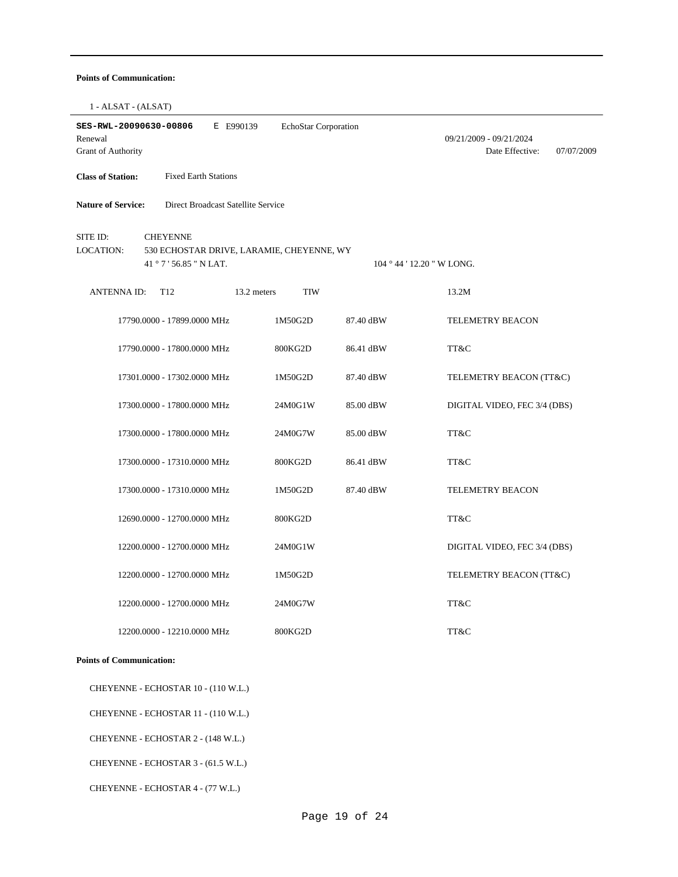**Points of Communication:**

1 - ALSAT - (ALSAT)

---

**SES-RWL-20090630-00806** E E990139 EchoStar Corporation

Renewal 09/21/2009 - 09/21/2024

Grant of Authority Date Effective: 07/07/2009

**Class of Station:** Fixed Earth Stations

**Nature of Service:** Direct Broadcast Satellite Service

SITE ID: CHEYENNE

LOCATION: 530 ECHOSTAR DRIVE, LARAMIE, CHEYENNE, WY

41 ° 7 ' 56.85 " N LAT. 104 ° 44 ' 12.20 " W LONG.

ANTENNA ID: T12 13.2 meters TIW 13.2M

| Frequency | Emission | Power | Description |
|---|---|---|---|
| 17790.0000 - 17899.0000 MHz | 1M50G2D | 87.40 dBW | TELEMETRY BEACON |
| 17790.0000 - 17800.0000 MHz | 800KG2D | 86.41 dBW | TT&C |
| 17301.0000 - 17302.0000 MHz | 1M50G2D | 87.40 dBW | TELEMETRY BEACON (TT&C) |
| 17300.0000 - 17800.0000 MHz | 24M0G1W | 85.00 dBW | DIGITAL VIDEO, FEC 3/4 (DBS) |
| 17300.0000 - 17800.0000 MHz | 24M0G7W | 85.00 dBW | TT&C |
| 17300.0000 - 17310.0000 MHz | 800KG2D | 86.41 dBW | TT&C |
| 17300.0000 - 17310.0000 MHz | 1M50G2D | 87.40 dBW | TELEMETRY BEACON |
| 12690.0000 - 12700.0000 MHz | 800KG2D | | TT&C |
| 12200.0000 - 12700.0000 MHz | 24M0G1W | | DIGITAL VIDEO, FEC 3/4 (DBS) |
| 12200.0000 - 12700.0000 MHz | 1M50G2D | | TELEMETRY BEACON (TT&C) |
| 12200.0000 - 12700.0000 MHz | 24M0G7W | | TT&C |
| 12200.0000 - 12210.0000 MHz | 800KG2D | | TT&C |

**Points of Communication:**

CHEYENNE - ECHOSTAR 10 - (110 W.L.)

CHEYENNE - ECHOSTAR 11 - (110 W.L.)

CHEYENNE - ECHOSTAR 2 - (148 W.L.)

CHEYENNE - ECHOSTAR 3 - (61.5 W.L.)

CHEYENNE - ECHOSTAR 4 - (77 W.L.)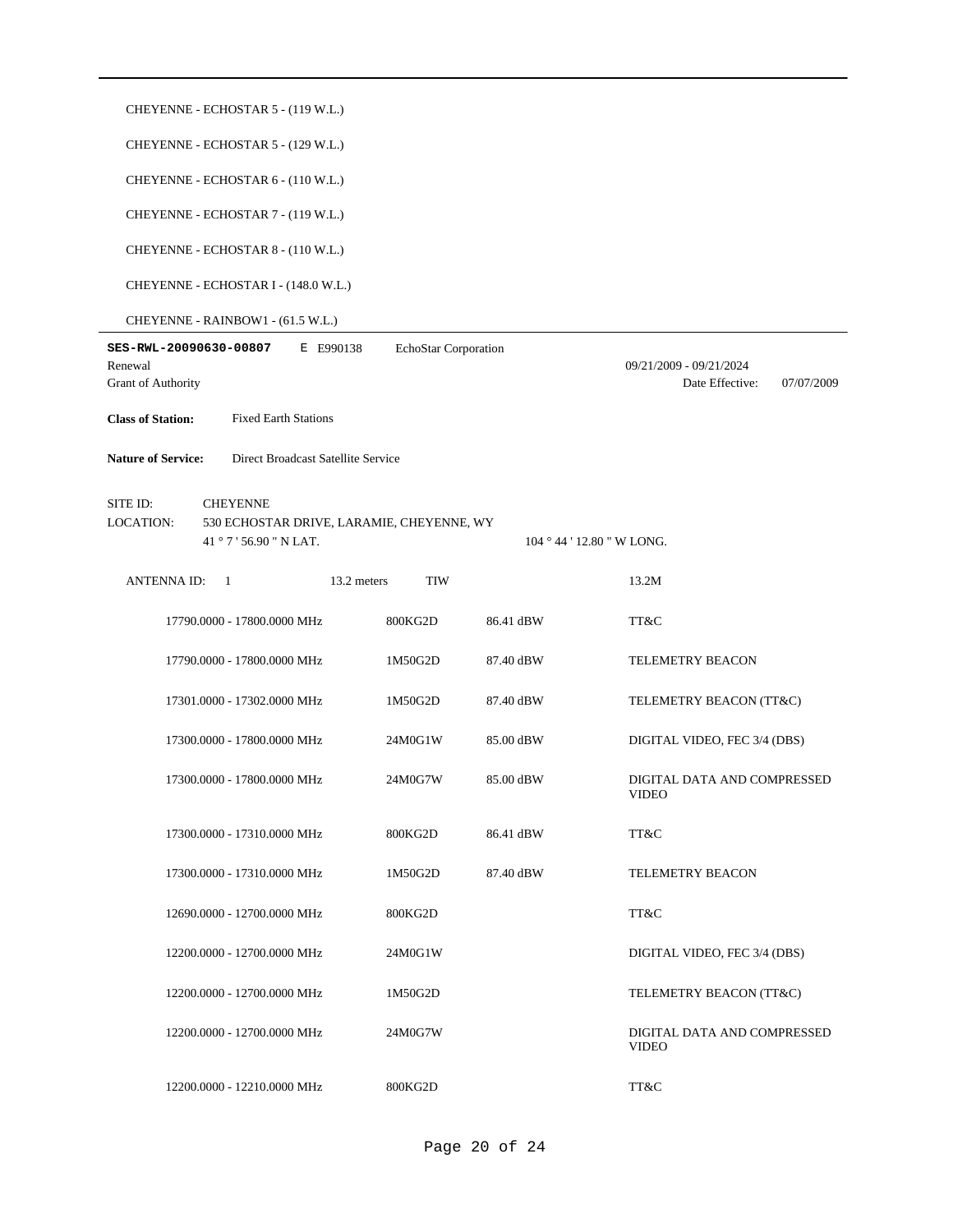CHEYENNE - ECHOSTAR 5 - (119 W.L.)

CHEYENNE - ECHOSTAR 5 - (129 W.L.)

CHEYENNE - ECHOSTAR 6 - (110 W.L.)

CHEYENNE - ECHOSTAR 7 - (119 W.L.)

CHEYENNE - ECHOSTAR 8 - (110 W.L.)

CHEYENNE - ECHOSTAR I - (148.0 W.L.)

CHEYENNE - RAINBOW1 - (61.5 W.L.)

---

**SES-RWL-20090630-00807** E E990138 EchoStar Corporation

Renewal 09/21/2009 - 09/21/2024

Grant of Authority Date Effective: 07/07/2009

**Class of Station:** Fixed Earth Stations

**Nature of Service:** Direct Broadcast Satellite Service

SITE ID: CHEYENNE

LOCATION: 530 ECHOSTAR DRIVE, LARAMIE, CHEYENNE, WY

41 ° 7 ' 56.90 " N LAT. 104 ° 44 ' 12.80 " W LONG.

ANTENNA ID: 1 13.2 meters TIW 13.2M

| Frequency | Emission | Power | Description |
|---|---|---|---|
| 17790.0000 - 17800.0000 MHz | 800KG2D | 86.41 dBW | TT&C |
| 17790.0000 - 17800.0000 MHz | 1M50G2D | 87.40 dBW | TELEMETRY BEACON |
| 17301.0000 - 17302.0000 MHz | 1M50G2D | 87.40 dBW | TELEMETRY BEACON (TT&C) |
| 17300.0000 - 17800.0000 MHz | 24M0G1W | 85.00 dBW | DIGITAL VIDEO, FEC 3/4 (DBS) |
| 17300.0000 - 17800.0000 MHz | 24M0G7W | 85.00 dBW | DIGITAL DATA AND COMPRESSED VIDEO |
| 17300.0000 - 17310.0000 MHz | 800KG2D | 86.41 dBW | TT&C |
| 17300.0000 - 17310.0000 MHz | 1M50G2D | 87.40 dBW | TELEMETRY BEACON |
| 12690.0000 - 12700.0000 MHz | 800KG2D | | TT&C |
| 12200.0000 - 12700.0000 MHz | 24M0G1W | | DIGITAL VIDEO, FEC 3/4 (DBS) |
| 12200.0000 - 12700.0000 MHz | 1M50G2D | | TELEMETRY BEACON (TT&C) |
| 12200.0000 - 12700.0000 MHz | 24M0G7W | | DIGITAL DATA AND COMPRESSED VIDEO |
| 12200.0000 - 12210.0000 MHz | 800KG2D | | TT&C |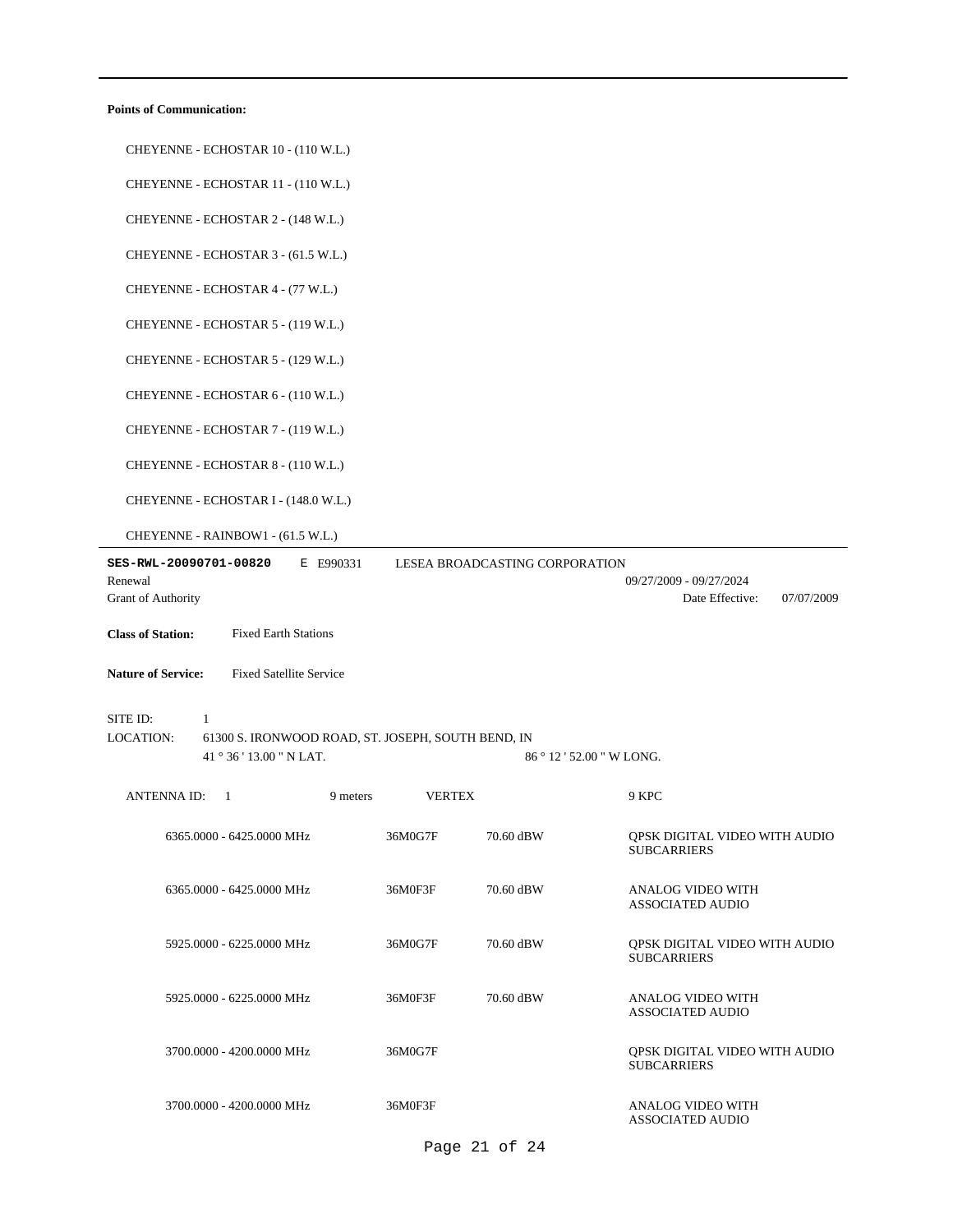**Points of Communication:**

CHEYENNE - ECHOSTAR 10 - (110 W.L.)

CHEYENNE - ECHOSTAR 11 - (110 W.L.)

CHEYENNE - ECHOSTAR 2 - (148 W.L.)

CHEYENNE - ECHOSTAR 3 - (61.5 W.L.)

CHEYENNE - ECHOSTAR 4 - (77 W.L.)

CHEYENNE - ECHOSTAR 5 - (119 W.L.)

CHEYENNE - ECHOSTAR 5 - (129 W.L.)

CHEYENNE - ECHOSTAR 6 - (110 W.L.)

CHEYENNE - ECHOSTAR 7 - (119 W.L.)

CHEYENNE - ECHOSTAR 8 - (110 W.L.)

CHEYENNE - ECHOSTAR I - (148.0 W.L.)

CHEYENNE - RAINBOW1 - (61.5 W.L.)

---

**SES-RWL-20090701-00820** E E990331 LESEA BROADCASTING CORPORATION

Renewal 09/27/2009 - 09/27/2024

Grant of Authority Date Effective: 07/07/2009

**Class of Station:** Fixed Earth Stations

**Nature of Service:** Fixed Satellite Service

SITE ID: 1

LOCATION: 61300 S. IRONWOOD ROAD, ST. JOSEPH, SOUTH BEND, IN

41 ° 36 ' 13.00 " N LAT. 86 ° 12 ' 52.00 " W LONG.

ANTENNA ID: 1 9 meters VERTEX 9 KPC

| Frequency | Emission | Power | Description |
|---|---|---|---|
| 6365.0000 - 6425.0000 MHz | 36M0G7F | 70.60 dBW | QPSK DIGITAL VIDEO WITH AUDIO SUBCARRIERS |
| 6365.0000 - 6425.0000 MHz | 36M0F3F | 70.60 dBW | ANALOG VIDEO WITH ASSOCIATED AUDIO |
| 5925.0000 - 6225.0000 MHz | 36M0G7F | 70.60 dBW | QPSK DIGITAL VIDEO WITH AUDIO SUBCARRIERS |
| 5925.0000 - 6225.0000 MHz | 36M0F3F | 70.60 dBW | ANALOG VIDEO WITH ASSOCIATED AUDIO |
| 3700.0000 - 4200.0000 MHz | 36M0G7F | | QPSK DIGITAL VIDEO WITH AUDIO SUBCARRIERS |
| 3700.0000 - 4200.0000 MHz | 36M0F3F | | ANALOG VIDEO WITH ASSOCIATED AUDIO |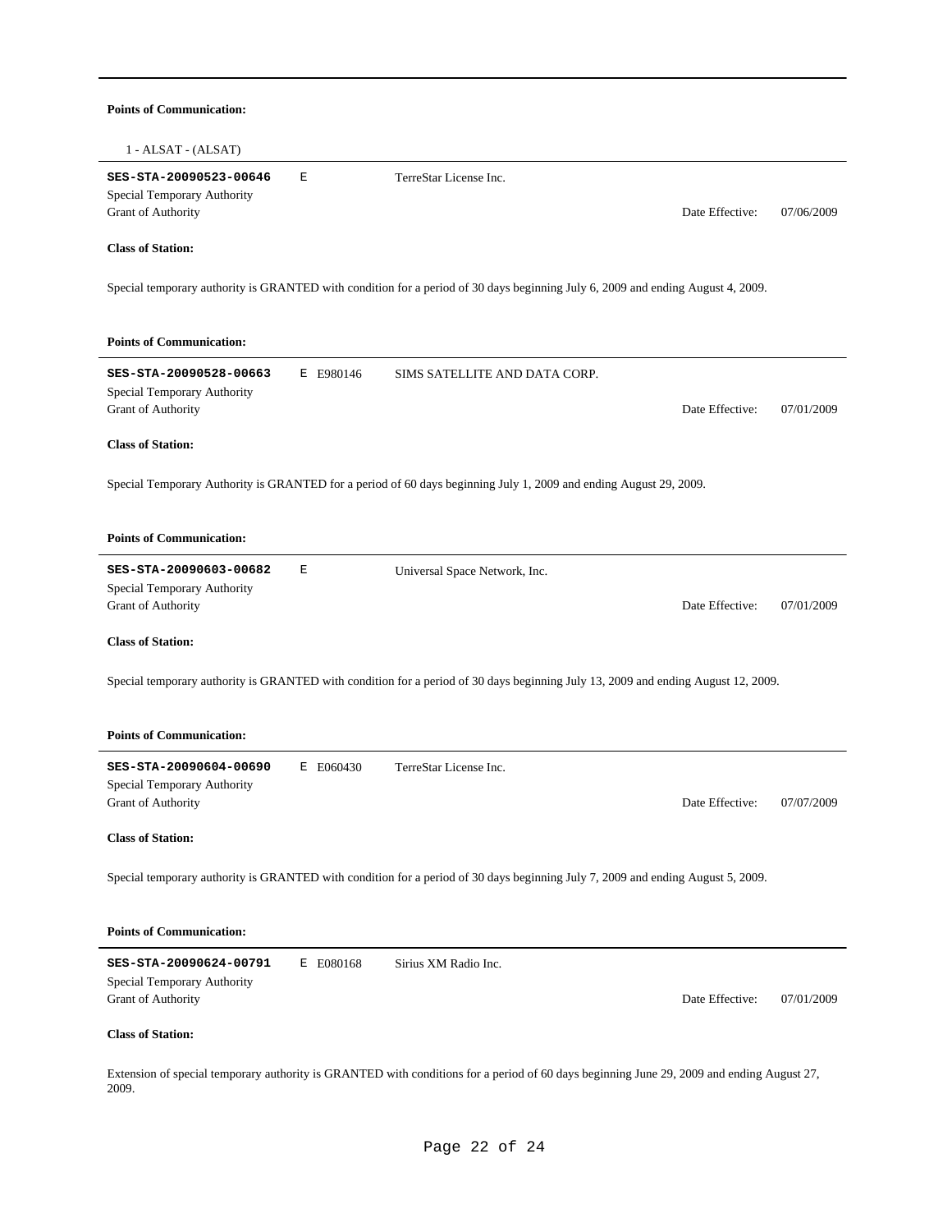**Points of Communication:**

1 - ALSAT - (ALSAT)

---

**SES-STA-20090523-00646** E TerreStar License Inc.

Special Temporary Authority

Grant of Authority Date Effective: 07/06/2009

**Class of Station:**

Special temporary authority is GRANTED with condition for a period of 30 days beginning July 6, 2009 and ending August 4, 2009.

**Points of Communication:**

---

**SES-STA-20090528-00663** E E980146 SIMS SATELLITE AND DATA CORP.

Special Temporary Authority

Grant of Authority Date Effective: 07/01/2009

**Class of Station:**

Special Temporary Authority is GRANTED for a period of 60 days beginning July 1, 2009 and ending August 29, 2009.

**Points of Communication:**

---

**SES-STA-20090603-00682** E Universal Space Network, Inc.

Special Temporary Authority

Grant of Authority Date Effective: 07/01/2009

**Class of Station:**

Special temporary authority is GRANTED with condition for a period of 30 days beginning July 13, 2009 and ending August 12, 2009.

**Points of Communication:**

---

**SES-STA-20090604-00690** E E060430 TerreStar License Inc.

Special Temporary Authority

Grant of Authority Date Effective: 07/07/2009

**Class of Station:**

Special temporary authority is GRANTED with condition for a period of 30 days beginning July 7, 2009 and ending August 5, 2009.

**Points of Communication:**

---

**SES-STA-20090624-00791** E E080168 Sirius XM Radio Inc.

Special Temporary Authority

Grant of Authority Date Effective: 07/01/2009

**Class of Station:**

Extension of special temporary authority is GRANTED with conditions for a period of 60 days beginning June 29, 2009 and ending August 27, 2009.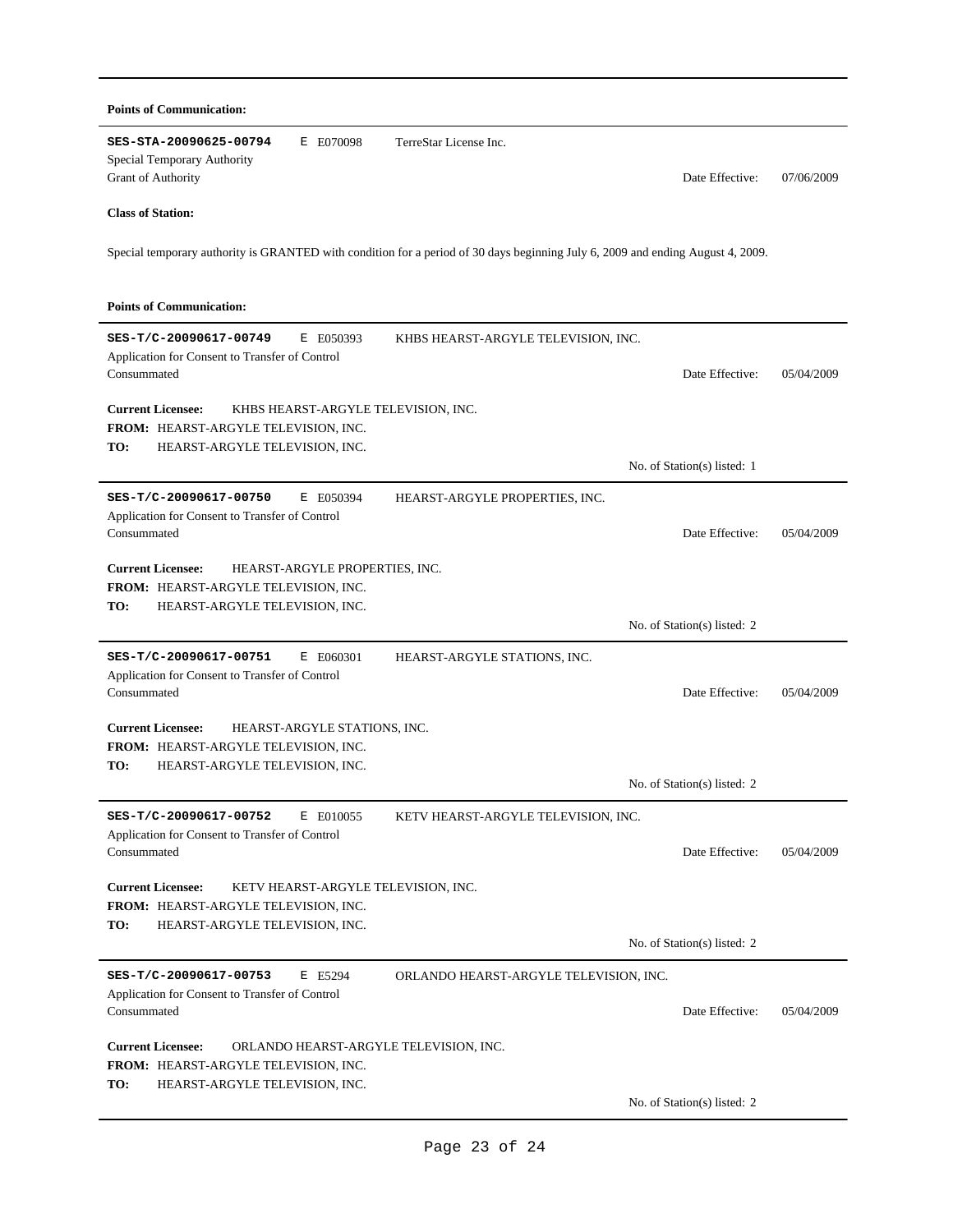**Points of Communication:**

---

**SES-STA-20090625-00794** E E070098 TerreStar License Inc.

Special Temporary Authority

Grant of Authority — Date Effective: 07/06/2009

**Class of Station:**

Special temporary authority is GRANTED with condition for a period of 30 days beginning July 6, 2009 and ending August 4, 2009.

**Points of Communication:**

---

**SES-T/C-20090617-00749** E E050393 KHBS HEARST-ARGYLE TELEVISION, INC.

Application for Consent to Transfer of Control

Consummated — Date Effective: 05/04/2009

**Current Licensee:** KHBS HEARST-ARGYLE TELEVISION, INC.

**FROM:** HEARST-ARGYLE TELEVISION, INC.

**TO:** HEARST-ARGYLE TELEVISION, INC.

No. of Station(s) listed: 1

---

**SES-T/C-20090617-00750** E E050394 HEARST-ARGYLE PROPERTIES, INC.

Application for Consent to Transfer of Control

Consummated — Date Effective: 05/04/2009

**Current Licensee:** HEARST-ARGYLE PROPERTIES, INC.

**FROM:** HEARST-ARGYLE TELEVISION, INC.

**TO:** HEARST-ARGYLE TELEVISION, INC.

No. of Station(s) listed: 2

---

**SES-T/C-20090617-00751** E E060301 HEARST-ARGYLE STATIONS, INC.

Application for Consent to Transfer of Control

Consummated — Date Effective: 05/04/2009

**Current Licensee:** HEARST-ARGYLE STATIONS, INC.

**FROM:** HEARST-ARGYLE TELEVISION, INC.

**TO:** HEARST-ARGYLE TELEVISION, INC.

No. of Station(s) listed: 2

---

**SES-T/C-20090617-00752** E E010055 KETV HEARST-ARGYLE TELEVISION, INC.

Application for Consent to Transfer of Control

Consummated — Date Effective: 05/04/2009

**Current Licensee:** KETV HEARST-ARGYLE TELEVISION, INC.

**FROM:** HEARST-ARGYLE TELEVISION, INC.

**TO:** HEARST-ARGYLE TELEVISION, INC.

No. of Station(s) listed: 2

---

**SES-T/C-20090617-00753** E E5294 ORLANDO HEARST-ARGYLE TELEVISION, INC.

Application for Consent to Transfer of Control

Consummated — Date Effective: 05/04/2009

**Current Licensee:** ORLANDO HEARST-ARGYLE TELEVISION, INC.

**FROM:** HEARST-ARGYLE TELEVISION, INC.

**TO:** HEARST-ARGYLE TELEVISION, INC.

No. of Station(s) listed: 2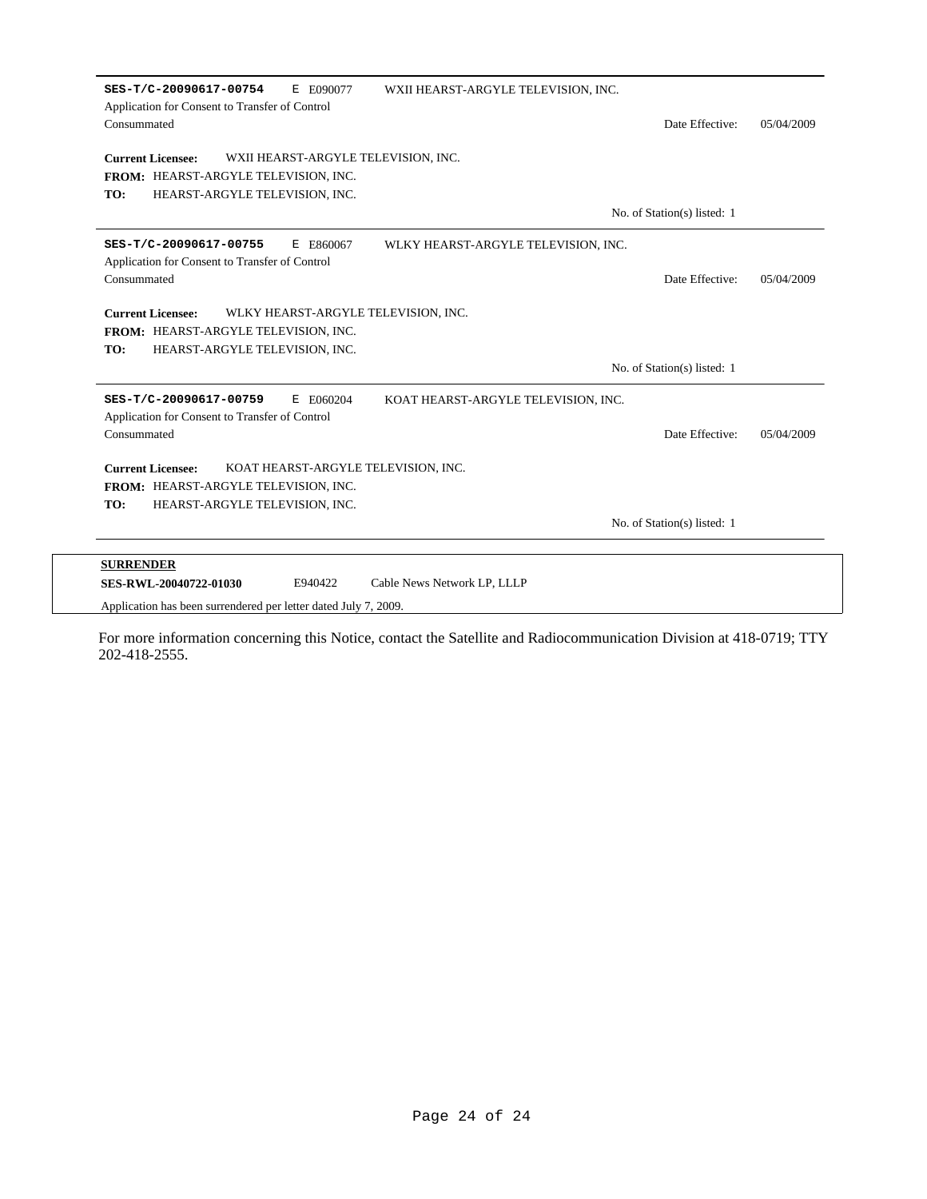**SES-T/C-20090617-00754** E E090077 WXII HEARST-ARGYLE TELEVISION, INC.
Application for Consent to Transfer of Control
Consummated Date Effective: 05/04/2009

**Current Licensee:** WXII HEARST-ARGYLE TELEVISION, INC.
**FROM:** HEARST-ARGYLE TELEVISION, INC.
**TO:** HEARST-ARGYLE TELEVISION, INC.

No. of Station(s) listed: 1

---

**SES-T/C-20090617-00755** E E860067 WLKY HEARST-ARGYLE TELEVISION, INC.
Application for Consent to Transfer of Control
Consummated Date Effective: 05/04/2009

**Current Licensee:** WLKY HEARST-ARGYLE TELEVISION, INC.
**FROM:** HEARST-ARGYLE TELEVISION, INC.
**TO:** HEARST-ARGYLE TELEVISION, INC.

No. of Station(s) listed: 1

---

**SES-T/C-20090617-00759** E E060204 KOAT HEARST-ARGYLE TELEVISION, INC.
Application for Consent to Transfer of Control
Consummated Date Effective: 05/04/2009

**Current Licensee:** KOAT HEARST-ARGYLE TELEVISION, INC.
**FROM:** HEARST-ARGYLE TELEVISION, INC.
**TO:** HEARST-ARGYLE TELEVISION, INC.

No. of Station(s) listed: 1

---

**SURRENDER**

**SES-RWL-20040722-01030** E940422 Cable News Network LP, LLLP

Application has been surrendered per letter dated July 7, 2009.

For more information concerning this Notice, contact the Satellite and Radiocommunication Division at 418-0719; TTY 202-418-2555.